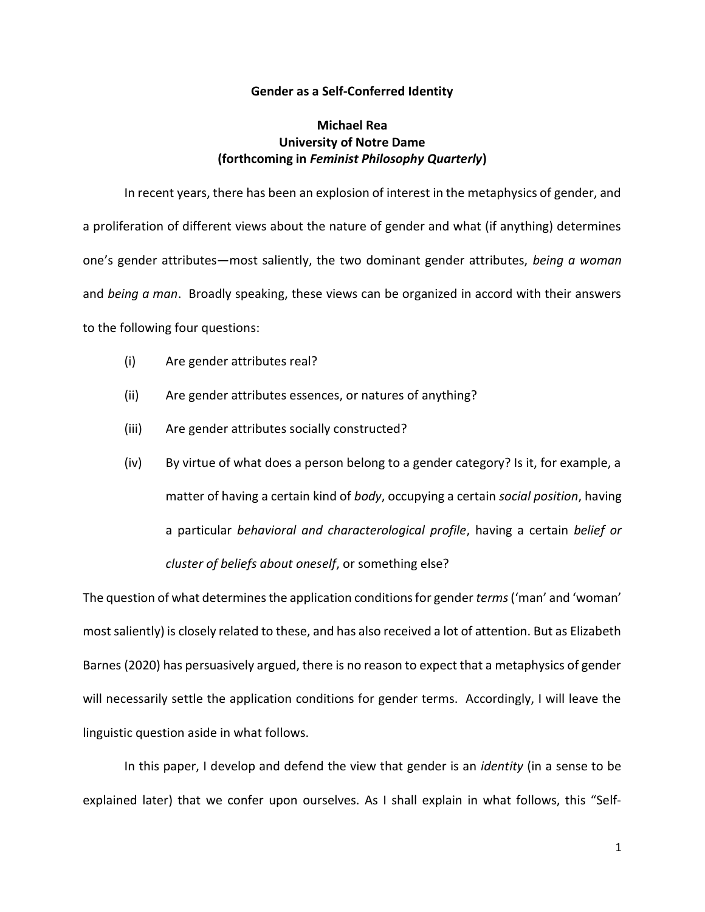# Gender as a Self-Conferred Identity

**Michael Rea**
**University of Notre Dame**
**(forthcoming in *Feminist Philosophy Quarterly*)**

In recent years, there has been an explosion of interest in the metaphysics of gender, and a proliferation of different views about the nature of gender and what (if anything) determines one's gender attributes—most saliently, the two dominant gender attributes, *being a woman* and *being a man*. Broadly speaking, these views can be organized in accord with their answers to the following four questions:

(i) Are gender attributes real?

(ii) Are gender attributes essences, or natures of anything?

(iii) Are gender attributes socially constructed?

(iv) By virtue of what does a person belong to a gender category? Is it, for example, a matter of having a certain kind of *body*, occupying a certain *social position*, having a particular *behavioral and characterological profile*, having a certain *belief or cluster of beliefs about oneself*, or something else?

The question of what determines the application conditions for gender *terms* ('man' and 'woman' most saliently) is closely related to these, and has also received a lot of attention. But as Elizabeth Barnes (2020) has persuasively argued, there is no reason to expect that a metaphysics of gender will necessarily settle the application conditions for gender terms. Accordingly, I will leave the linguistic question aside in what follows.

In this paper, I develop and defend the view that gender is an *identity* (in a sense to be explained later) that we confer upon ourselves. As I shall explain in what follows, this "Self-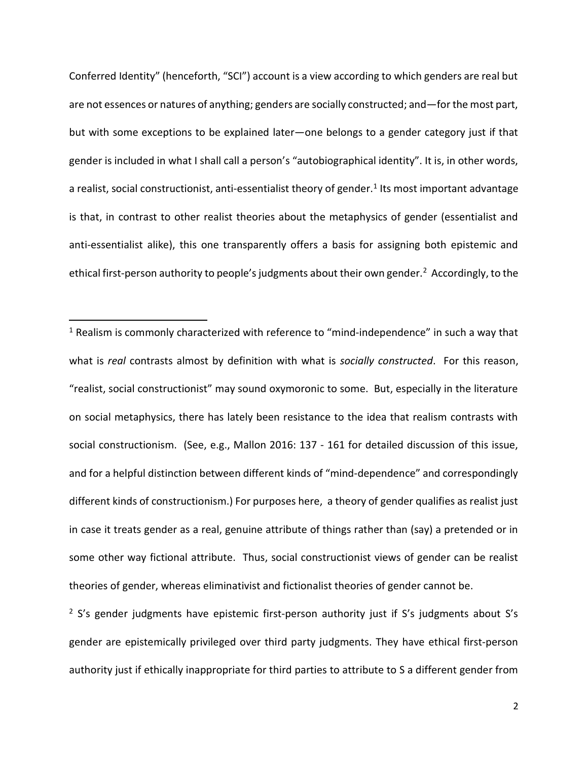Conferred Identity" (henceforth, "SCI") account is a view according to which genders are real but are not essences or natures of anything; genders are socially constructed; and—for the most part, but with some exceptions to be explained later—one belongs to a gender category just if that gender is included in what I shall call a person's "autobiographical identity". It is, in other words, a realist, social constructionist, anti-essentialist theory of gender.[1] Its most important advantage is that, in contrast to other realist theories about the metaphysics of gender (essentialist and anti-essentialist alike), this one transparently offers a basis for assigning both epistemic and ethical first-person authority to people's judgments about their own gender.[2] Accordingly, to the

[1] Realism is commonly characterized with reference to "mind-independence" in such a way that what is *real* contrasts almost by definition with what is *socially constructed*. For this reason, "realist, social constructionist" may sound oxymoronic to some. But, especially in the literature on social metaphysics, there has lately been resistance to the idea that realism contrasts with social constructionism. (See, e.g., Mallon 2016: 137 - 161 for detailed discussion of this issue, and for a helpful distinction between different kinds of "mind-dependence" and correspondingly different kinds of constructionism.) For purposes here, a theory of gender qualifies as realist just in case it treats gender as a real, genuine attribute of things rather than (say) a pretended or in some other way fictional attribute. Thus, social constructionist views of gender can be realist theories of gender, whereas eliminativist and fictionalist theories of gender cannot be.

[2] S's gender judgments have epistemic first-person authority just if S's judgments about S's gender are epistemically privileged over third party judgments. They have ethical first-person authority just if ethically inappropriate for third parties to attribute to S a different gender from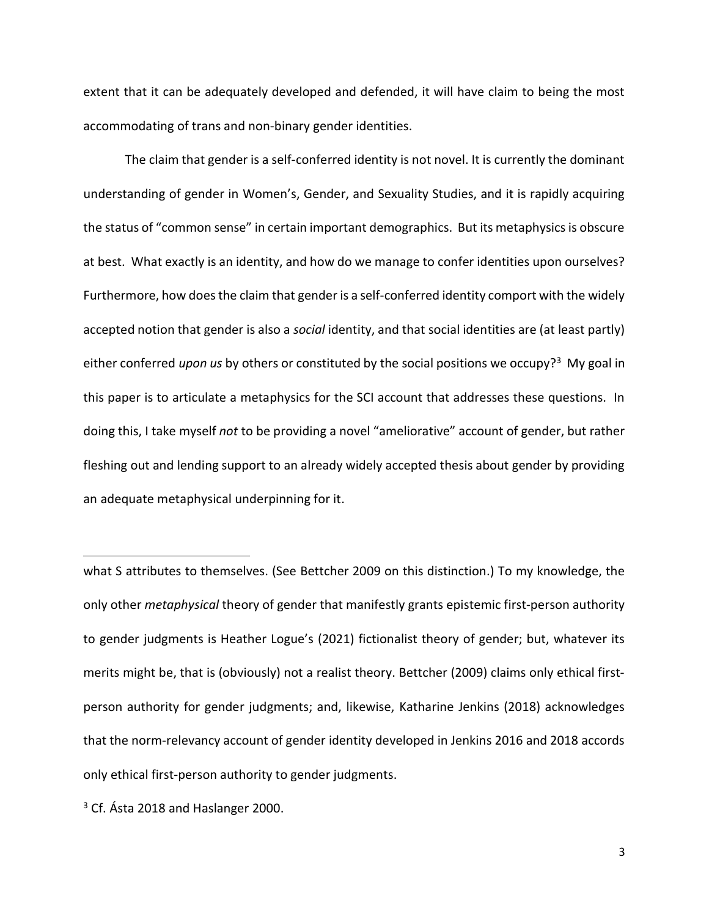extent that it can be adequately developed and defended, it will have claim to being the most accommodating of trans and non-binary gender identities.

The claim that gender is a self-conferred identity is not novel. It is currently the dominant understanding of gender in Women's, Gender, and Sexuality Studies, and it is rapidly acquiring the status of "common sense" in certain important demographics. But its metaphysics is obscure at best. What exactly is an identity, and how do we manage to confer identities upon ourselves? Furthermore, how does the claim that gender is a self-conferred identity comport with the widely accepted notion that gender is also a *social* identity, and that social identities are (at least partly) either conferred *upon us* by others or constituted by the social positions we occupy?[3] My goal in this paper is to articulate a metaphysics for the SCI account that addresses these questions. In doing this, I take myself *not* to be providing a novel "ameliorative" account of gender, but rather fleshing out and lending support to an already widely accepted thesis about gender by providing an adequate metaphysical underpinning for it.

---

what S attributes to themselves. (See Bettcher 2009 on this distinction.) To my knowledge, the only other *metaphysical* theory of gender that manifestly grants epistemic first-person authority to gender judgments is Heather Logue's (2021) fictionalist theory of gender; but, whatever its merits might be, that is (obviously) not a realist theory. Bettcher (2009) claims only ethical first-person authority for gender judgments; and, likewise, Katharine Jenkins (2018) acknowledges that the norm-relevancy account of gender identity developed in Jenkins 2016 and 2018 accords only ethical first-person authority to gender judgments.

[3] Cf. Ásta 2018 and Haslanger 2000.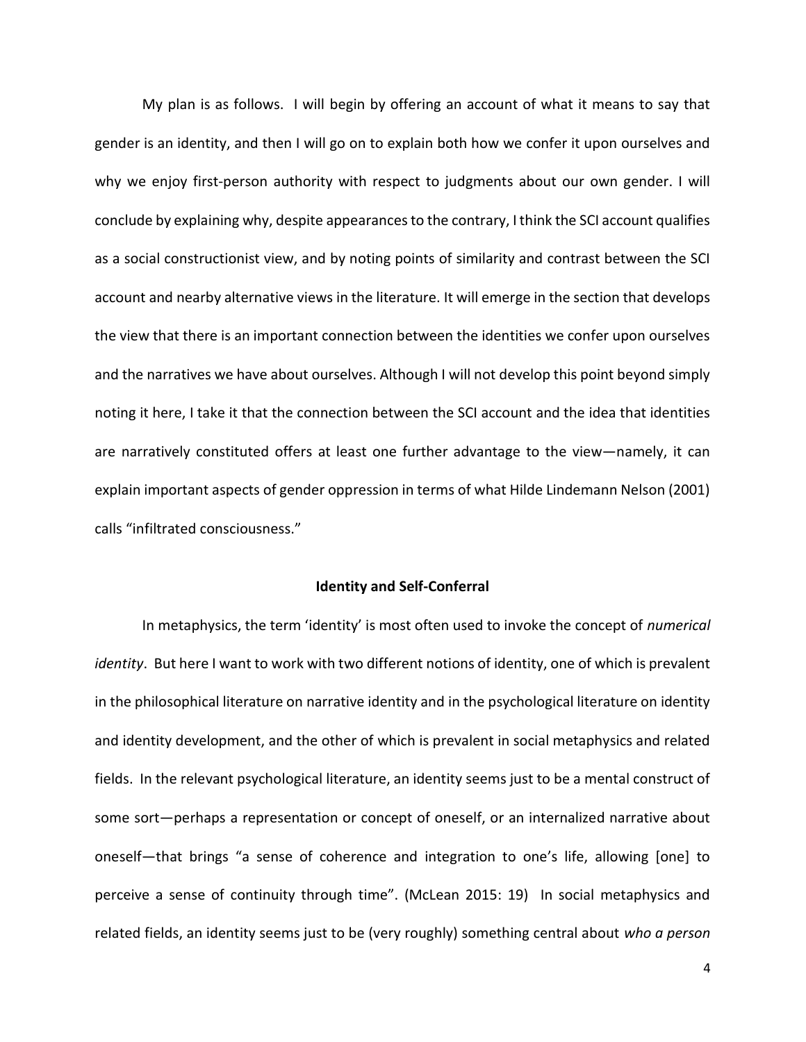My plan is as follows. I will begin by offering an account of what it means to say that gender is an identity, and then I will go on to explain both how we confer it upon ourselves and why we enjoy first-person authority with respect to judgments about our own gender. I will conclude by explaining why, despite appearances to the contrary, I think the SCI account qualifies as a social constructionist view, and by noting points of similarity and contrast between the SCI account and nearby alternative views in the literature. It will emerge in the section that develops the view that there is an important connection between the identities we confer upon ourselves and the narratives we have about ourselves. Although I will not develop this point beyond simply noting it here, I take it that the connection between the SCI account and the idea that identities are narratively constituted offers at least one further advantage to the view—namely, it can explain important aspects of gender oppression in terms of what Hilde Lindemann Nelson (2001) calls "infiltrated consciousness."

## Identity and Self-Conferral

In metaphysics, the term 'identity' is most often used to invoke the concept of *numerical identity*. But here I want to work with two different notions of identity, one of which is prevalent in the philosophical literature on narrative identity and in the psychological literature on identity and identity development, and the other of which is prevalent in social metaphysics and related fields. In the relevant psychological literature, an identity seems just to be a mental construct of some sort—perhaps a representation or concept of oneself, or an internalized narrative about oneself—that brings "a sense of coherence and integration to one's life, allowing [one] to perceive a sense of continuity through time". (McLean 2015: 19) In social metaphysics and related fields, an identity seems just to be (very roughly) something central about *who a person*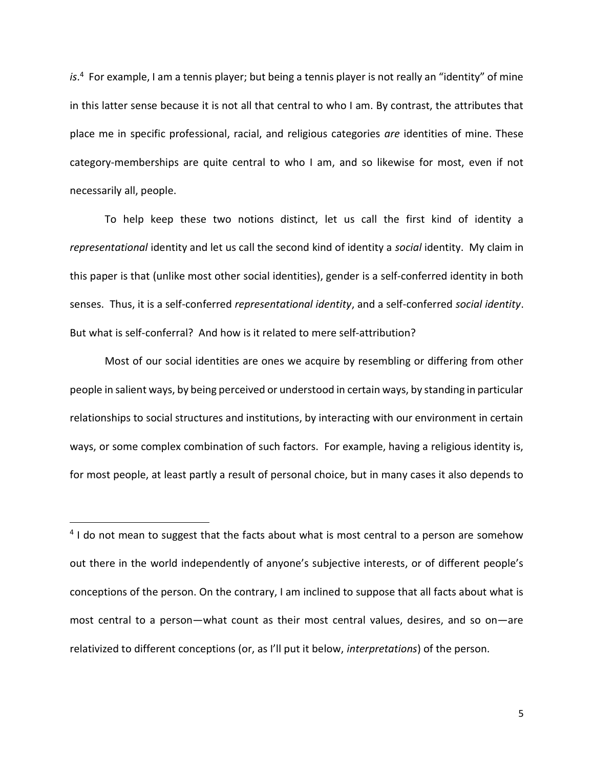*is*.[4] For example, I am a tennis player; but being a tennis player is not really an "identity" of mine in this latter sense because it is not all that central to who I am. By contrast, the attributes that place me in specific professional, racial, and religious categories *are* identities of mine. These category-memberships are quite central to who I am, and so likewise for most, even if not necessarily all, people.

To help keep these two notions distinct, let us call the first kind of identity a *representational* identity and let us call the second kind of identity a *social* identity. My claim in this paper is that (unlike most other social identities), gender is a self-conferred identity in both senses. Thus, it is a self-conferred *representational identity*, and a self-conferred *social identity*. But what is self-conferral? And how is it related to mere self-attribution?

Most of our social identities are ones we acquire by resembling or differing from other people in salient ways, by being perceived or understood in certain ways, by standing in particular relationships to social structures and institutions, by interacting with our environment in certain ways, or some complex combination of such factors. For example, having a religious identity is, for most people, at least partly a result of personal choice, but in many cases it also depends to

[4] I do not mean to suggest that the facts about what is most central to a person are somehow out there in the world independently of anyone's subjective interests, or of different people's conceptions of the person. On the contrary, I am inclined to suppose that all facts about what is most central to a person—what count as their most central values, desires, and so on—are relativized to different conceptions (or, as I'll put it below, *interpretations*) of the person.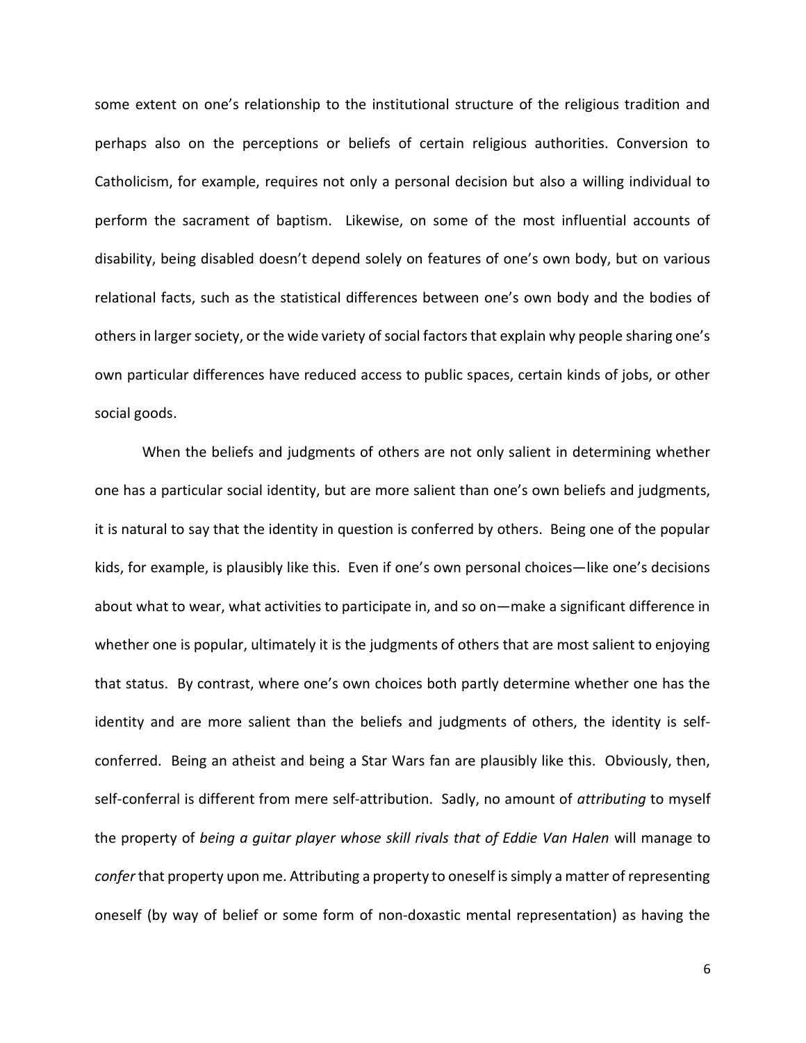some extent on one's relationship to the institutional structure of the religious tradition and perhaps also on the perceptions or beliefs of certain religious authorities. Conversion to Catholicism, for example, requires not only a personal decision but also a willing individual to perform the sacrament of baptism. Likewise, on some of the most influential accounts of disability, being disabled doesn't depend solely on features of one's own body, but on various relational facts, such as the statistical differences between one's own body and the bodies of others in larger society, or the wide variety of social factors that explain why people sharing one's own particular differences have reduced access to public spaces, certain kinds of jobs, or other social goods.

When the beliefs and judgments of others are not only salient in determining whether one has a particular social identity, but are more salient than one's own beliefs and judgments, it is natural to say that the identity in question is conferred by others. Being one of the popular kids, for example, is plausibly like this. Even if one's own personal choices—like one's decisions about what to wear, what activities to participate in, and so on—make a significant difference in whether one is popular, ultimately it is the judgments of others that are most salient to enjoying that status. By contrast, where one's own choices both partly determine whether one has the identity and are more salient than the beliefs and judgments of others, the identity is self-conferred. Being an atheist and being a Star Wars fan are plausibly like this. Obviously, then, self-conferral is different from mere self-attribution. Sadly, no amount of *attributing* to myself the property of *being a guitar player whose skill rivals that of Eddie Van Halen* will manage to *confer* that property upon me. Attributing a property to oneself is simply a matter of representing oneself (by way of belief or some form of non-doxastic mental representation) as having the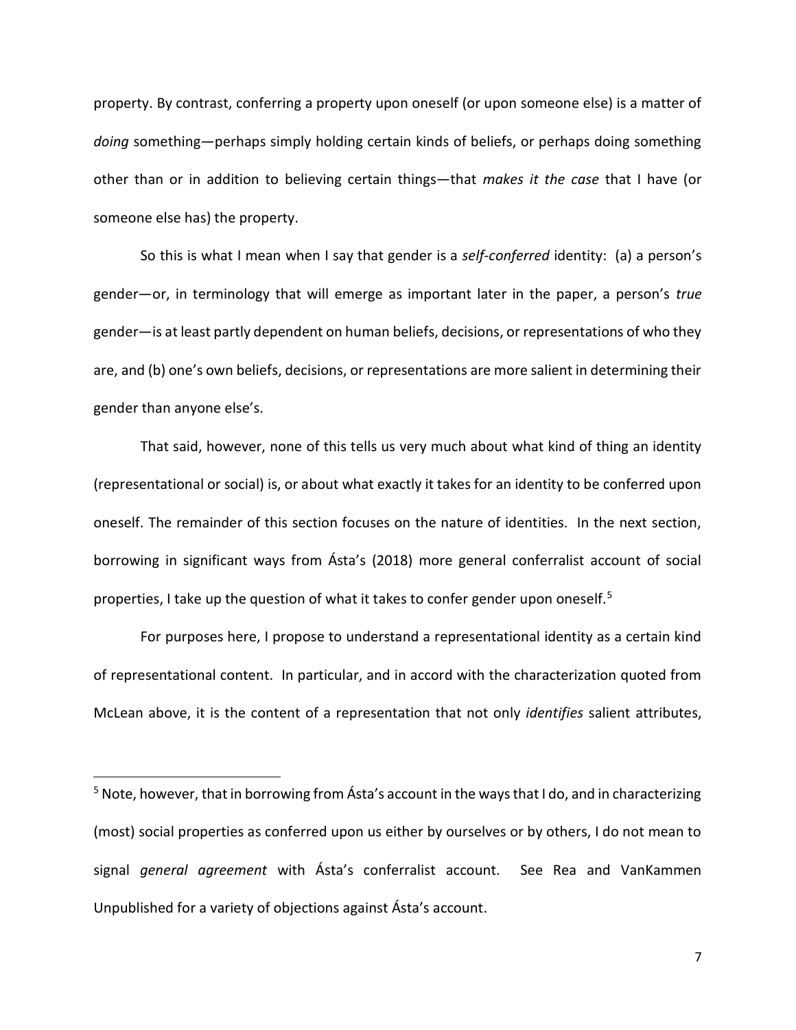property. By contrast, conferring a property upon oneself (or upon someone else) is a matter of *doing* something—perhaps simply holding certain kinds of beliefs, or perhaps doing something other than or in addition to believing certain things—that *makes it the case* that I have (or someone else has) the property.

So this is what I mean when I say that gender is a *self-conferred* identity: (a) a person's gender—or, in terminology that will emerge as important later in the paper, a person's *true* gender—is at least partly dependent on human beliefs, decisions, or representations of who they are, and (b) one's own beliefs, decisions, or representations are more salient in determining their gender than anyone else's.

That said, however, none of this tells us very much about what kind of thing an identity (representational or social) is, or about what exactly it takes for an identity to be conferred upon oneself. The remainder of this section focuses on the nature of identities. In the next section, borrowing in significant ways from Ásta's (2018) more general conferralist account of social properties, I take up the question of what it takes to confer gender upon oneself.[5]

For purposes here, I propose to understand a representational identity as a certain kind of representational content. In particular, and in accord with the characterization quoted from McLean above, it is the content of a representation that not only *identifies* salient attributes,

[5] Note, however, that in borrowing from Ásta's account in the ways that I do, and in characterizing (most) social properties as conferred upon us either by ourselves or by others, I do not mean to signal *general agreement* with Ásta's conferralist account. See Rea and VanKammen Unpublished for a variety of objections against Ásta's account.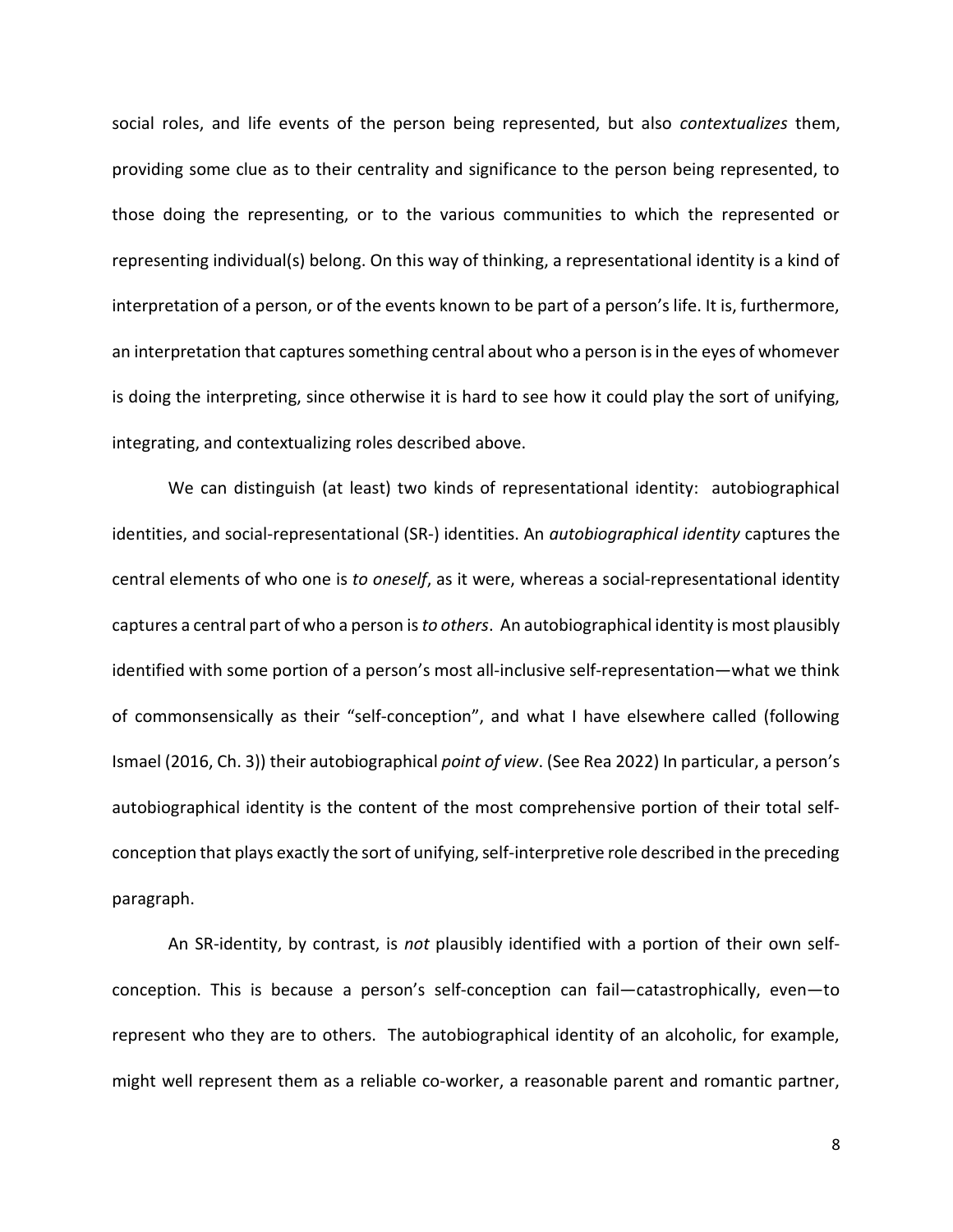social roles, and life events of the person being represented, but also *contextualizes* them, providing some clue as to their centrality and significance to the person being represented, to those doing the representing, or to the various communities to which the represented or representing individual(s) belong. On this way of thinking, a representational identity is a kind of interpretation of a person, or of the events known to be part of a person's life. It is, furthermore, an interpretation that captures something central about who a person is in the eyes of whomever is doing the interpreting, since otherwise it is hard to see how it could play the sort of unifying, integrating, and contextualizing roles described above.

We can distinguish (at least) two kinds of representational identity: autobiographical identities, and social-representational (SR-) identities. An *autobiographical identity* captures the central elements of who one is *to oneself*, as it were, whereas a social-representational identity captures a central part of who a person is *to others*. An autobiographical identity is most plausibly identified with some portion of a person's most all-inclusive self-representation—what we think of commonsensically as their "self-conception", and what I have elsewhere called (following Ismael (2016, Ch. 3)) their autobiographical *point of view*. (See Rea 2022) In particular, a person's autobiographical identity is the content of the most comprehensive portion of their total self-conception that plays exactly the sort of unifying, self-interpretive role described in the preceding paragraph.

An SR-identity, by contrast, is *not* plausibly identified with a portion of their own self-conception. This is because a person's self-conception can fail—catastrophically, even—to represent who they are to others. The autobiographical identity of an alcoholic, for example, might well represent them as a reliable co-worker, a reasonable parent and romantic partner,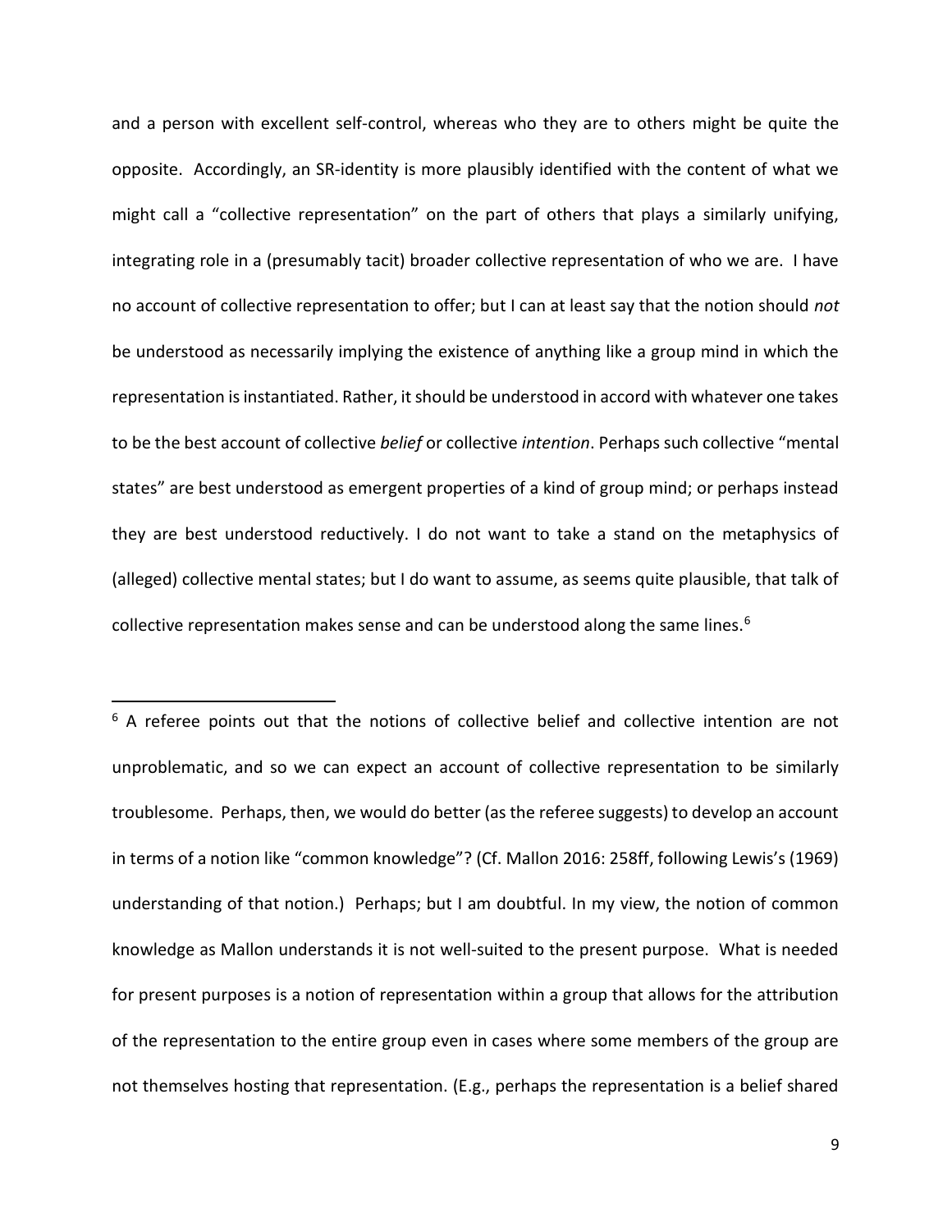and a person with excellent self-control, whereas who they are to others might be quite the opposite. Accordingly, an SR-identity is more plausibly identified with the content of what we might call a "collective representation" on the part of others that plays a similarly unifying, integrating role in a (presumably tacit) broader collective representation of who we are. I have no account of collective representation to offer; but I can at least say that the notion should *not* be understood as necessarily implying the existence of anything like a group mind in which the representation is instantiated. Rather, it should be understood in accord with whatever one takes to be the best account of collective *belief* or collective *intention*. Perhaps such collective "mental states" are best understood as emergent properties of a kind of group mind; or perhaps instead they are best understood reductively. I do not want to take a stand on the metaphysics of (alleged) collective mental states; but I do want to assume, as seems quite plausible, that talk of collective representation makes sense and can be understood along the same lines.[6]

---

[6] A referee points out that the notions of collective belief and collective intention are not unproblematic, and so we can expect an account of collective representation to be similarly troublesome. Perhaps, then, we would do better (as the referee suggests) to develop an account in terms of a notion like "common knowledge"? (Cf. Mallon 2016: 258ff, following Lewis's (1969) understanding of that notion.) Perhaps; but I am doubtful. In my view, the notion of common knowledge as Mallon understands it is not well-suited to the present purpose. What is needed for present purposes is a notion of representation within a group that allows for the attribution of the representation to the entire group even in cases where some members of the group are not themselves hosting that representation. (E.g., perhaps the representation is a belief shared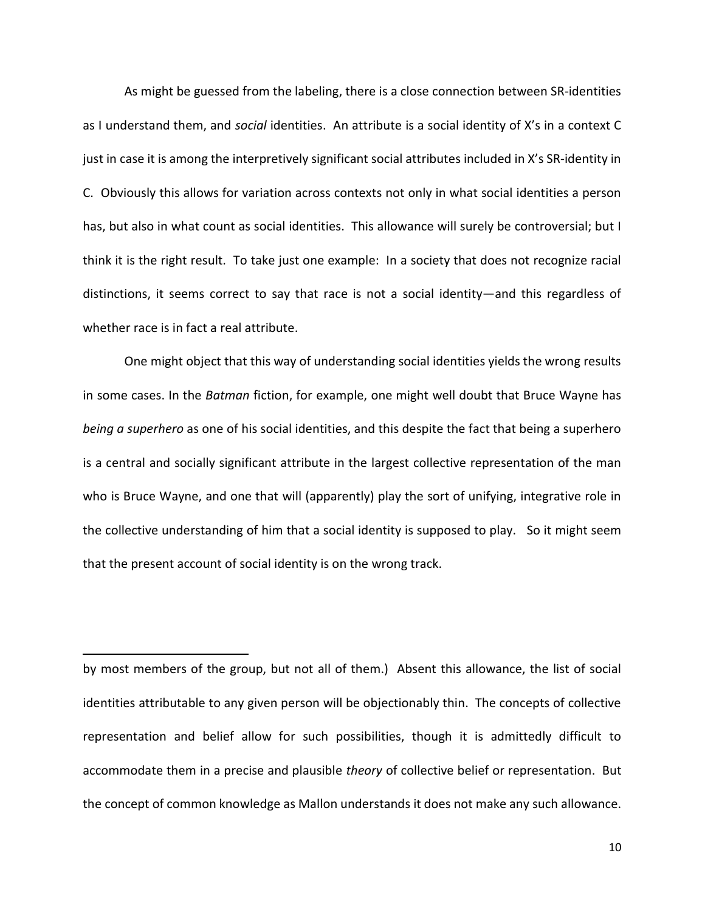As might be guessed from the labeling, there is a close connection between SR-identities as I understand them, and *social* identities. An attribute is a social identity of X's in a context C just in case it is among the interpretively significant social attributes included in X's SR-identity in C. Obviously this allows for variation across contexts not only in what social identities a person has, but also in what count as social identities. This allowance will surely be controversial; but I think it is the right result. To take just one example: In a society that does not recognize racial distinctions, it seems correct to say that race is not a social identity—and this regardless of whether race is in fact a real attribute.

One might object that this way of understanding social identities yields the wrong results in some cases. In the *Batman* fiction, for example, one might well doubt that Bruce Wayne has *being a superhero* as one of his social identities, and this despite the fact that being a superhero is a central and socially significant attribute in the largest collective representation of the man who is Bruce Wayne, and one that will (apparently) play the sort of unifying, integrative role in the collective understanding of him that a social identity is supposed to play. So it might seem that the present account of social identity is on the wrong track.

---

by most members of the group, but not all of them.) Absent this allowance, the list of social identities attributable to any given person will be objectionably thin. The concepts of collective representation and belief allow for such possibilities, though it is admittedly difficult to accommodate them in a precise and plausible *theory* of collective belief or representation. But the concept of common knowledge as Mallon understands it does not make any such allowance.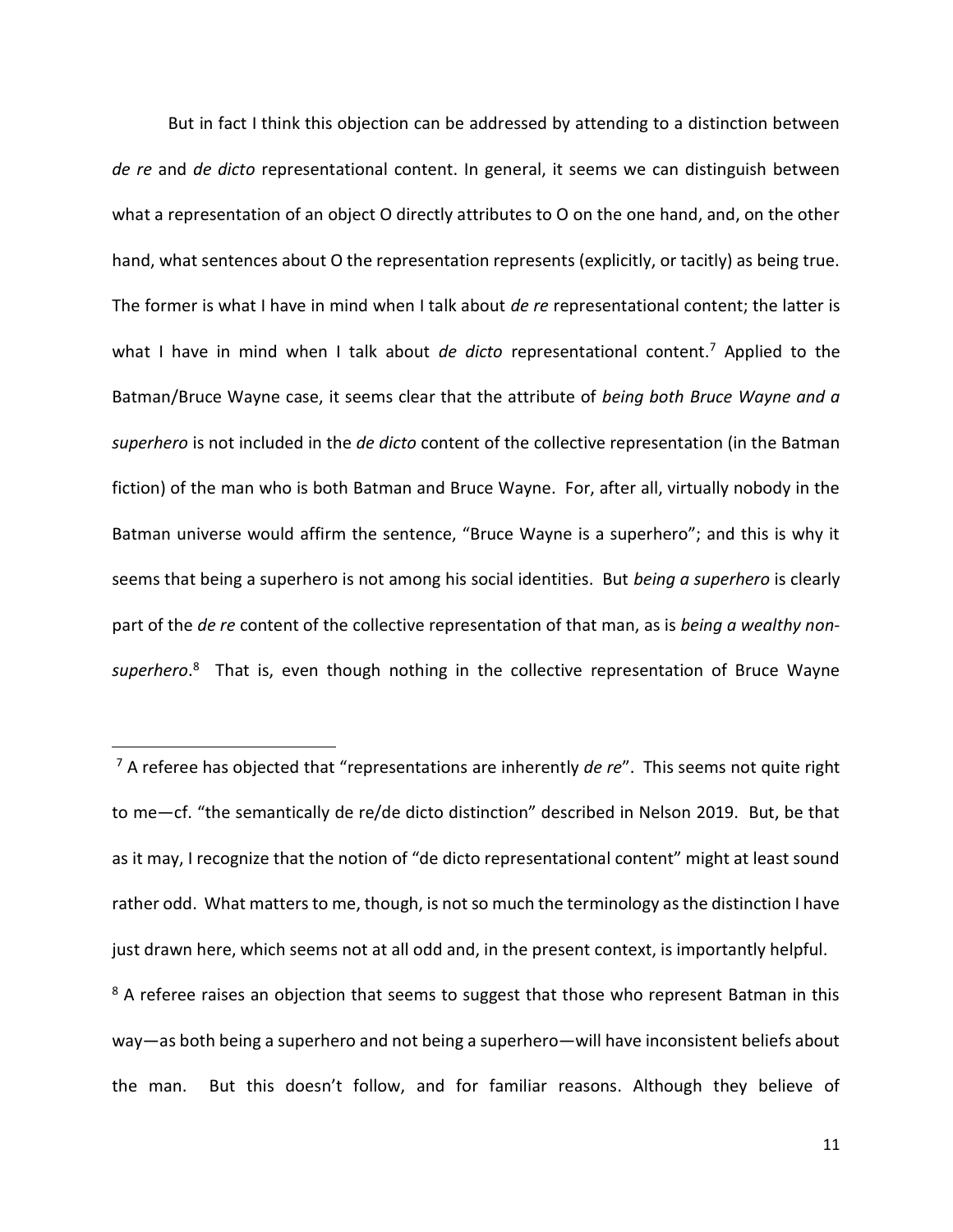But in fact I think this objection can be addressed by attending to a distinction between *de re* and *de dicto* representational content. In general, it seems we can distinguish between what a representation of an object O directly attributes to O on the one hand, and, on the other hand, what sentences about O the representation represents (explicitly, or tacitly) as being true. The former is what I have in mind when I talk about *de re* representational content; the latter is what I have in mind when I talk about *de dicto* representational content.[7] Applied to the Batman/Bruce Wayne case, it seems clear that the attribute of *being both Bruce Wayne and a superhero* is not included in the *de dicto* content of the collective representation (in the Batman fiction) of the man who is both Batman and Bruce Wayne. For, after all, virtually nobody in the Batman universe would affirm the sentence, "Bruce Wayne is a superhero"; and this is why it seems that being a superhero is not among his social identities. But *being a superhero* is clearly part of the *de re* content of the collective representation of that man, as is *being a wealthy non-superhero*.[8] That is, even though nothing in the collective representation of Bruce Wayne

---

[7] A referee has objected that "representations are inherently *de re*". This seems not quite right to me—cf. "the semantically de re/de dicto distinction" described in Nelson 2019. But, be that as it may, I recognize that the notion of "de dicto representational content" might at least sound rather odd. What matters to me, though, is not so much the terminology as the distinction I have just drawn here, which seems not at all odd and, in the present context, is importantly helpful.

[8] A referee raises an objection that seems to suggest that those who represent Batman in this way—as both being a superhero and not being a superhero—will have inconsistent beliefs about the man. But this doesn't follow, and for familiar reasons. Although they believe of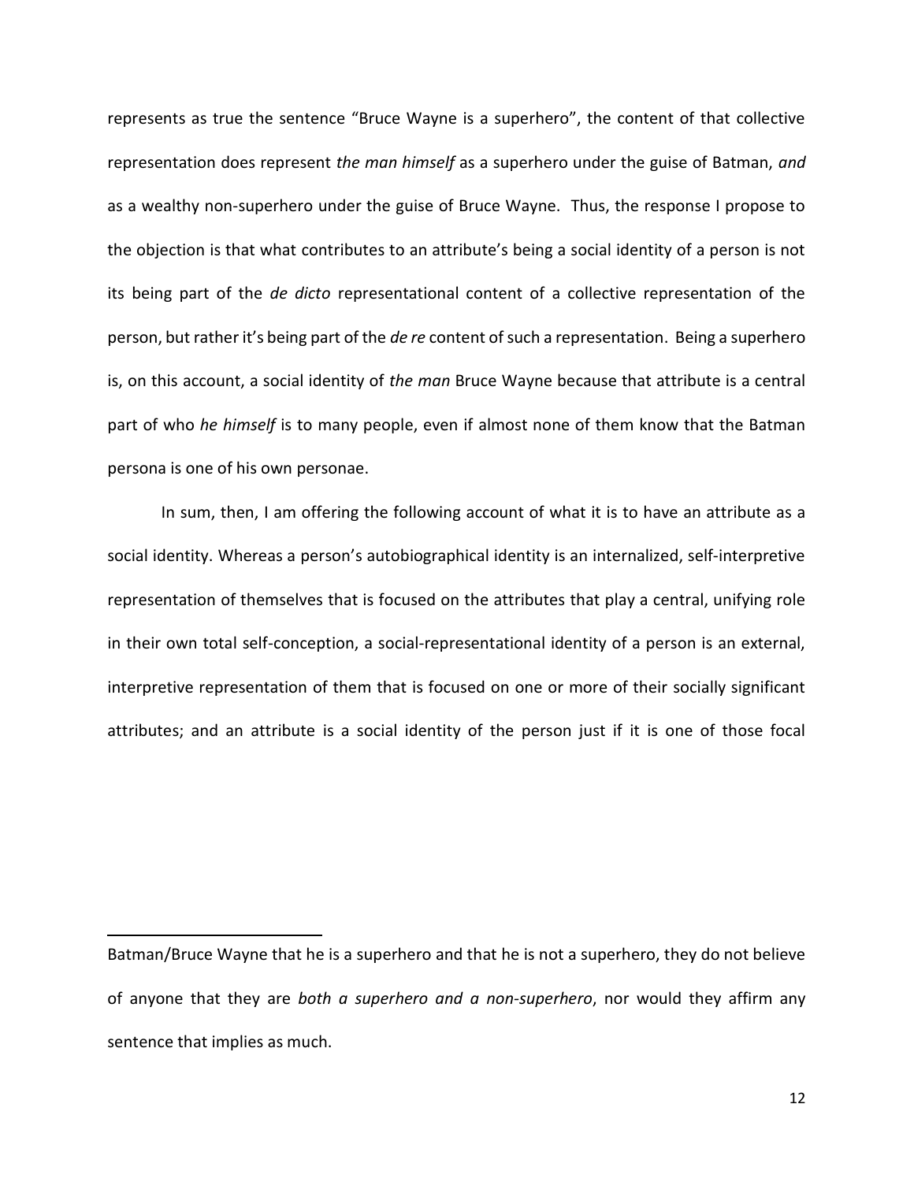represents as true the sentence "Bruce Wayne is a superhero", the content of that collective representation does represent *the man himself* as a superhero under the guise of Batman, *and* as a wealthy non-superhero under the guise of Bruce Wayne. Thus, the response I propose to the objection is that what contributes to an attribute's being a social identity of a person is not its being part of the *de dicto* representational content of a collective representation of the person, but rather it's being part of the *de re* content of such a representation. Being a superhero is, on this account, a social identity of *the man* Bruce Wayne because that attribute is a central part of who *he himself* is to many people, even if almost none of them know that the Batman persona is one of his own personae.

In sum, then, I am offering the following account of what it is to have an attribute as a social identity. Whereas a person's autobiographical identity is an internalized, self-interpretive representation of themselves that is focused on the attributes that play a central, unifying role in their own total self-conception, a social-representational identity of a person is an external, interpretive representation of them that is focused on one or more of their socially significant attributes; and an attribute is a social identity of the person just if it is one of those focal

---

Batman/Bruce Wayne that he is a superhero and that he is not a superhero, they do not believe of anyone that they are *both a superhero and a non-superhero*, nor would they affirm any sentence that implies as much.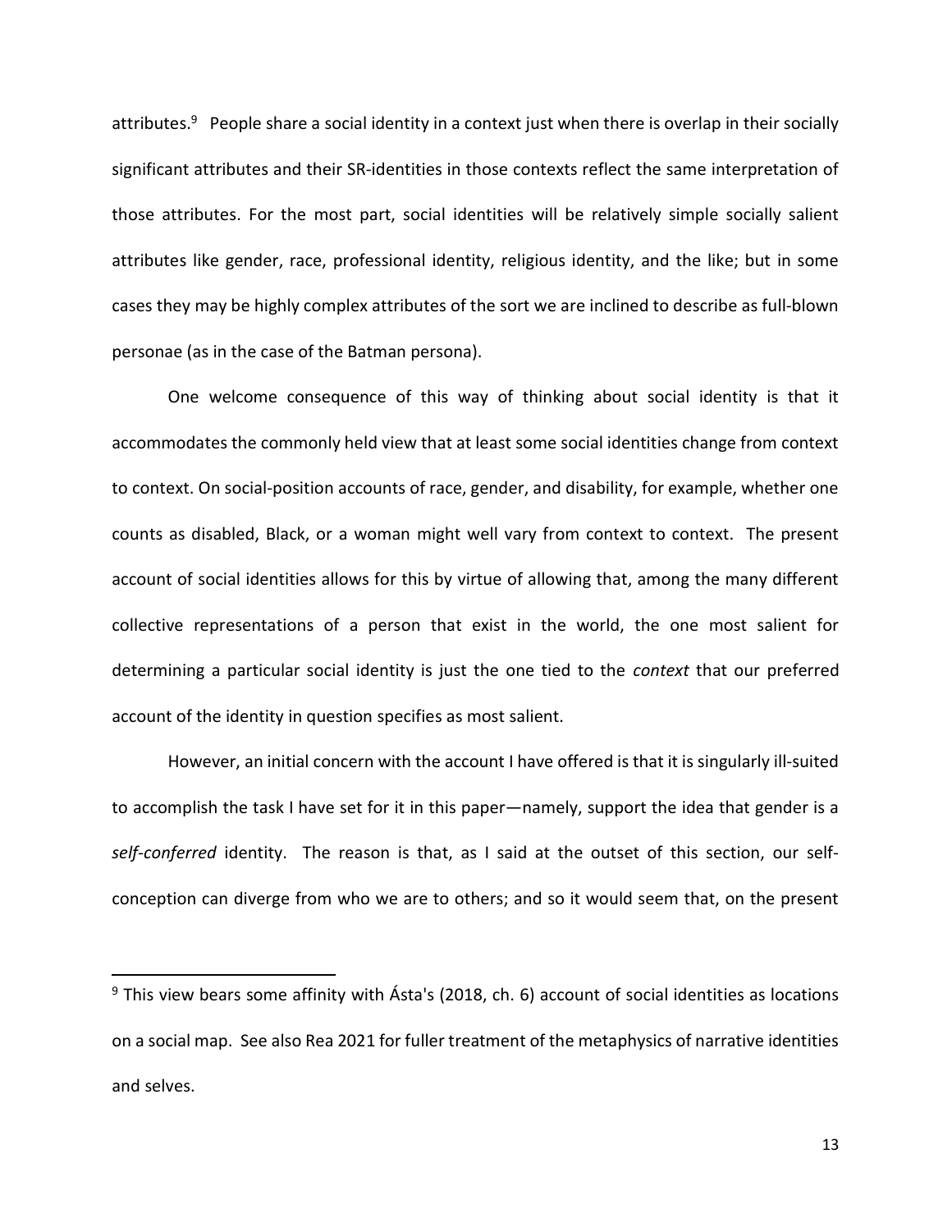attributes.[9] People share a social identity in a context just when there is overlap in their socially significant attributes and their SR-identities in those contexts reflect the same interpretation of those attributes. For the most part, social identities will be relatively simple socially salient attributes like gender, race, professional identity, religious identity, and the like; but in some cases they may be highly complex attributes of the sort we are inclined to describe as full-blown personae (as in the case of the Batman persona).

One welcome consequence of this way of thinking about social identity is that it accommodates the commonly held view that at least some social identities change from context to context. On social-position accounts of race, gender, and disability, for example, whether one counts as disabled, Black, or a woman might well vary from context to context. The present account of social identities allows for this by virtue of allowing that, among the many different collective representations of a person that exist in the world, the one most salient for determining a particular social identity is just the one tied to the *context* that our preferred account of the identity in question specifies as most salient.

However, an initial concern with the account I have offered is that it is singularly ill-suited to accomplish the task I have set for it in this paper—namely, support the idea that gender is a *self-conferred* identity. The reason is that, as I said at the outset of this section, our self-conception can diverge from who we are to others; and so it would seem that, on the present

[9] This view bears some affinity with Ásta's (2018, ch. 6) account of social identities as locations on a social map. See also Rea 2021 for fuller treatment of the metaphysics of narrative identities and selves.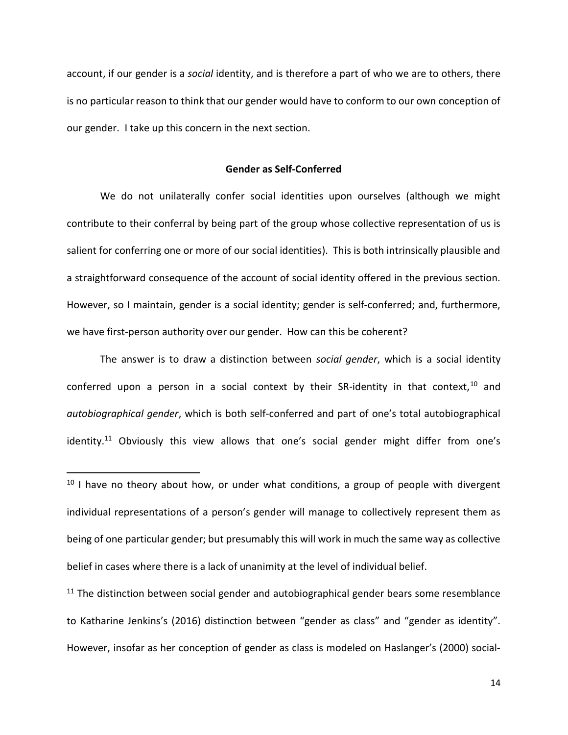account, if our gender is a *social* identity, and is therefore a part of who we are to others, there is no particular reason to think that our gender would have to conform to our own conception of our gender. I take up this concern in the next section.

## Gender as Self-Conferred

We do not unilaterally confer social identities upon ourselves (although we might contribute to their conferral by being part of the group whose collective representation of us is salient for conferring one or more of our social identities). This is both intrinsically plausible and a straightforward consequence of the account of social identity offered in the previous section. However, so I maintain, gender is a social identity; gender is self-conferred; and, furthermore, we have first-person authority over our gender. How can this be coherent?

The answer is to draw a distinction between *social gender*, which is a social identity conferred upon a person in a social context by their SR-identity in that context,[10] and *autobiographical gender*, which is both self-conferred and part of one's total autobiographical identity.[11] Obviously this view allows that one's social gender might differ from one's

---

[10] I have no theory about how, or under what conditions, a group of people with divergent individual representations of a person's gender will manage to collectively represent them as being of one particular gender; but presumably this will work in much the same way as collective belief in cases where there is a lack of unanimity at the level of individual belief.

[11] The distinction between social gender and autobiographical gender bears some resemblance to Katharine Jenkins's (2016) distinction between "gender as class" and "gender as identity". However, insofar as her conception of gender as class is modeled on Haslanger's (2000) social-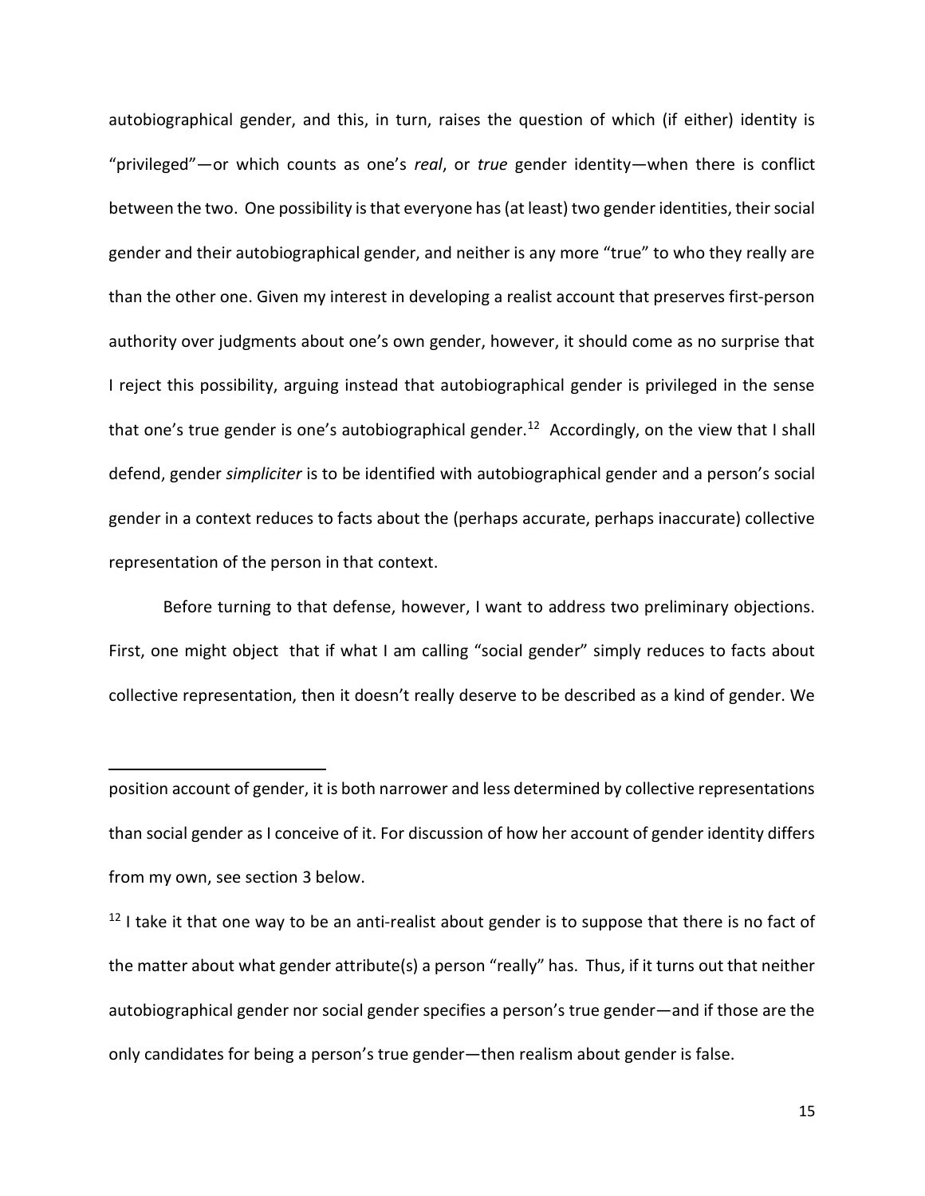autobiographical gender, and this, in turn, raises the question of which (if either) identity is "privileged"—or which counts as one's *real*, or *true* gender identity—when there is conflict between the two. One possibility is that everyone has (at least) two gender identities, their social gender and their autobiographical gender, and neither is any more "true" to who they really are than the other one. Given my interest in developing a realist account that preserves first-person authority over judgments about one's own gender, however, it should come as no surprise that I reject this possibility, arguing instead that autobiographical gender is privileged in the sense that one's true gender is one's autobiographical gender.[12] Accordingly, on the view that I shall defend, gender *simpliciter* is to be identified with autobiographical gender and a person's social gender in a context reduces to facts about the (perhaps accurate, perhaps inaccurate) collective representation of the person in that context.

Before turning to that defense, however, I want to address two preliminary objections. First, one might object that if what I am calling "social gender" simply reduces to facts about collective representation, then it doesn't really deserve to be described as a kind of gender. We

---

position account of gender, it is both narrower and less determined by collective representations than social gender as I conceive of it. For discussion of how her account of gender identity differs from my own, see section 3 below.

[12] I take it that one way to be an anti-realist about gender is to suppose that there is no fact of the matter about what gender attribute(s) a person "really" has. Thus, if it turns out that neither autobiographical gender nor social gender specifies a person's true gender—and if those are the only candidates for being a person's true gender—then realism about gender is false.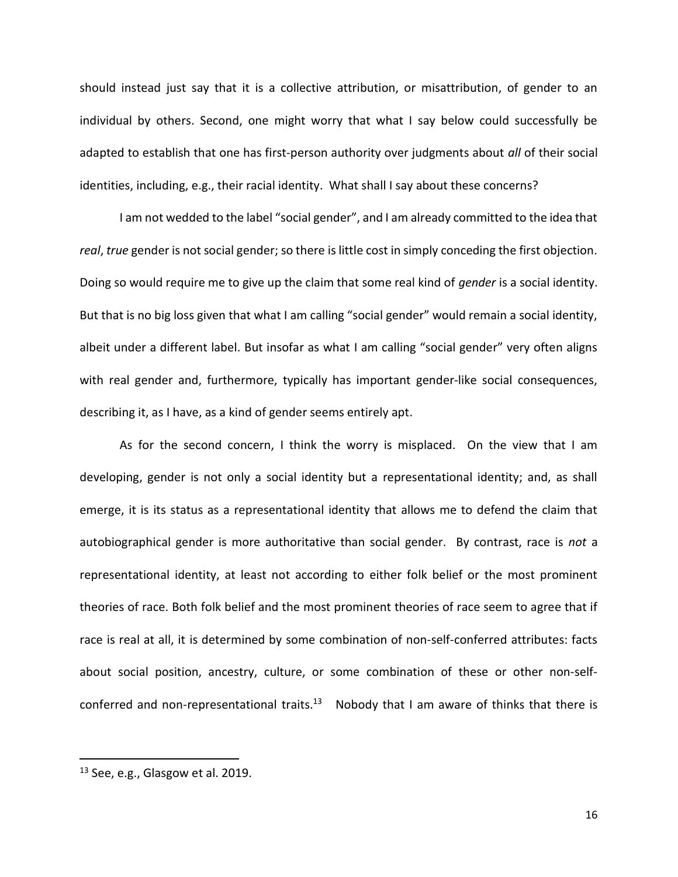should instead just say that it is a collective attribution, or misattribution, of gender to an individual by others. Second, one might worry that what I say below could successfully be adapted to establish that one has first-person authority over judgments about *all* of their social identities, including, e.g., their racial identity. What shall I say about these concerns?

I am not wedded to the label "social gender", and I am already committed to the idea that *real*, *true* gender is not social gender; so there is little cost in simply conceding the first objection. Doing so would require me to give up the claim that some real kind of *gender* is a social identity. But that is no big loss given that what I am calling "social gender" would remain a social identity, albeit under a different label. But insofar as what I am calling "social gender" very often aligns with real gender and, furthermore, typically has important gender-like social consequences, describing it, as I have, as a kind of gender seems entirely apt.

As for the second concern, I think the worry is misplaced. On the view that I am developing, gender is not only a social identity but a representational identity; and, as shall emerge, it is its status as a representational identity that allows me to defend the claim that autobiographical gender is more authoritative than social gender. By contrast, race is *not* a representational identity, at least not according to either folk belief or the most prominent theories of race. Both folk belief and the most prominent theories of race seem to agree that if race is real at all, it is determined by some combination of non-self-conferred attributes: facts about social position, ancestry, culture, or some combination of these or other non-self-conferred and non-representational traits.[13] Nobody that I am aware of thinks that there is

[13] See, e.g., Glasgow et al. 2019.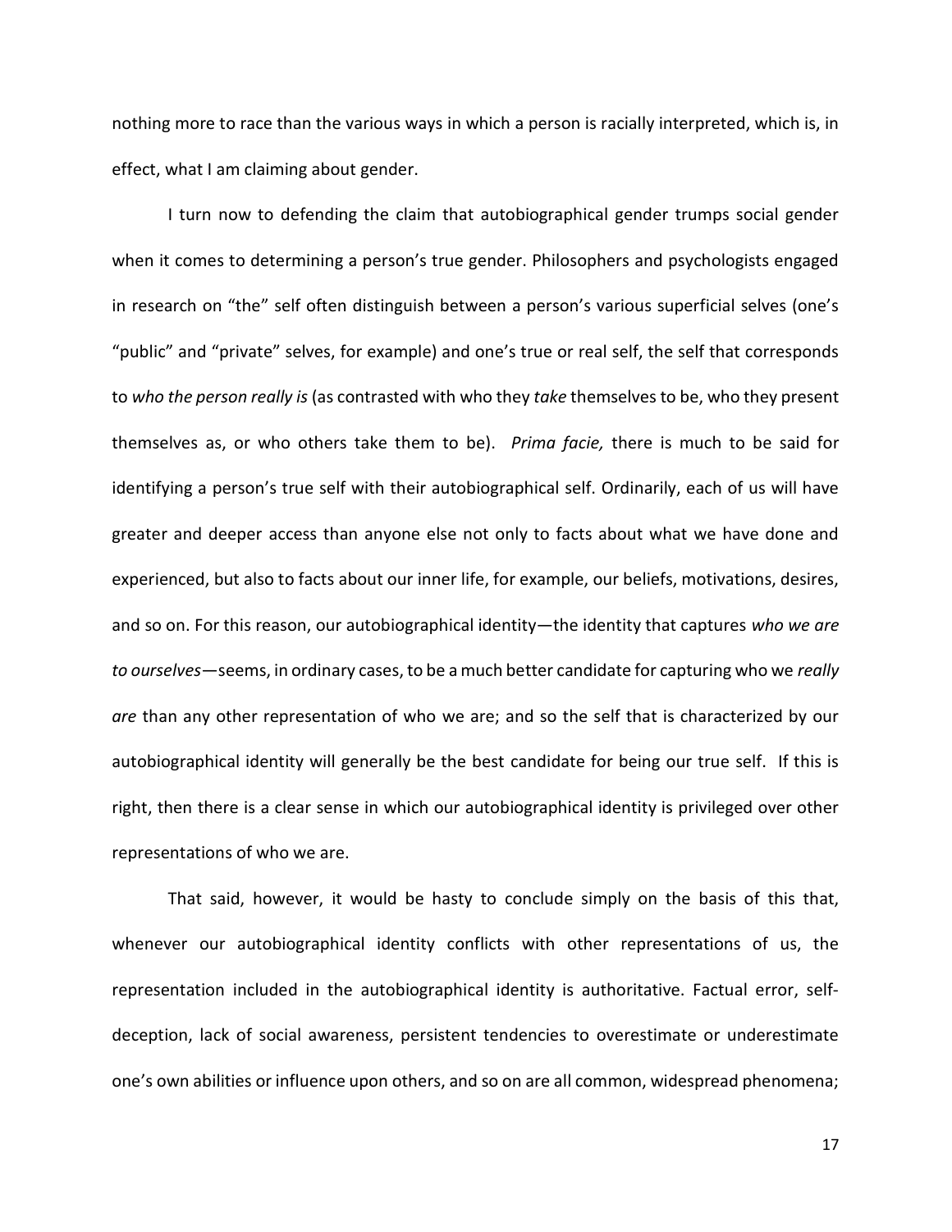nothing more to race than the various ways in which a person is racially interpreted, which is, in effect, what I am claiming about gender.

I turn now to defending the claim that autobiographical gender trumps social gender when it comes to determining a person's true gender. Philosophers and psychologists engaged in research on "the" self often distinguish between a person's various superficial selves (one's "public" and "private" selves, for example) and one's true or real self, the self that corresponds to *who the person really is* (as contrasted with who they *take* themselves to be, who they present themselves as, or who others take them to be). *Prima facie,* there is much to be said for identifying a person's true self with their autobiographical self. Ordinarily, each of us will have greater and deeper access than anyone else not only to facts about what we have done and experienced, but also to facts about our inner life, for example, our beliefs, motivations, desires, and so on. For this reason, our autobiographical identity—the identity that captures *who we are to ourselves*—seems, in ordinary cases, to be a much better candidate for capturing who we *really are* than any other representation of who we are; and so the self that is characterized by our autobiographical identity will generally be the best candidate for being our true self. If this is right, then there is a clear sense in which our autobiographical identity is privileged over other representations of who we are.

That said, however, it would be hasty to conclude simply on the basis of this that, whenever our autobiographical identity conflicts with other representations of us, the representation included in the autobiographical identity is authoritative. Factual error, self-deception, lack of social awareness, persistent tendencies to overestimate or underestimate one's own abilities or influence upon others, and so on are all common, widespread phenomena;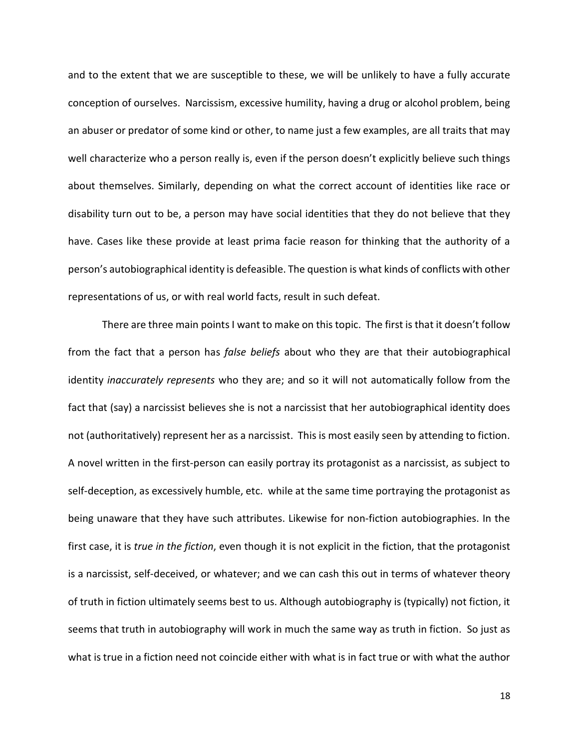and to the extent that we are susceptible to these, we will be unlikely to have a fully accurate conception of ourselves. Narcissism, excessive humility, having a drug or alcohol problem, being an abuser or predator of some kind or other, to name just a few examples, are all traits that may well characterize who a person really is, even if the person doesn't explicitly believe such things about themselves. Similarly, depending on what the correct account of identities like race or disability turn out to be, a person may have social identities that they do not believe that they have. Cases like these provide at least prima facie reason for thinking that the authority of a person's autobiographical identity is defeasible. The question is what kinds of conflicts with other representations of us, or with real world facts, result in such defeat.

There are three main points I want to make on this topic. The first is that it doesn't follow from the fact that a person has *false beliefs* about who they are that their autobiographical identity *inaccurately represents* who they are; and so it will not automatically follow from the fact that (say) a narcissist believes she is not a narcissist that her autobiographical identity does not (authoritatively) represent her as a narcissist. This is most easily seen by attending to fiction. A novel written in the first-person can easily portray its protagonist as a narcissist, as subject to self-deception, as excessively humble, etc. while at the same time portraying the protagonist as being unaware that they have such attributes. Likewise for non-fiction autobiographies. In the first case, it is *true in the fiction*, even though it is not explicit in the fiction, that the protagonist is a narcissist, self-deceived, or whatever; and we can cash this out in terms of whatever theory of truth in fiction ultimately seems best to us. Although autobiography is (typically) not fiction, it seems that truth in autobiography will work in much the same way as truth in fiction. So just as what is true in a fiction need not coincide either with what is in fact true or with what the author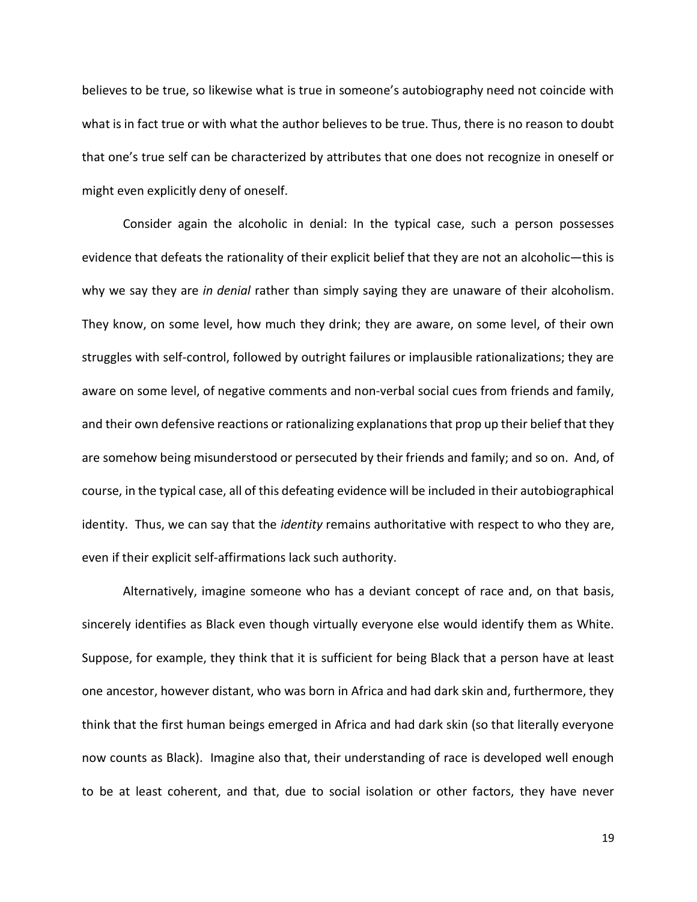believes to be true, so likewise what is true in someone's autobiography need not coincide with what is in fact true or with what the author believes to be true. Thus, there is no reason to doubt that one's true self can be characterized by attributes that one does not recognize in oneself or might even explicitly deny of oneself.

Consider again the alcoholic in denial: In the typical case, such a person possesses evidence that defeats the rationality of their explicit belief that they are not an alcoholic—this is why we say they are *in denial* rather than simply saying they are unaware of their alcoholism. They know, on some level, how much they drink; they are aware, on some level, of their own struggles with self-control, followed by outright failures or implausible rationalizations; they are aware on some level, of negative comments and non-verbal social cues from friends and family, and their own defensive reactions or rationalizing explanations that prop up their belief that they are somehow being misunderstood or persecuted by their friends and family; and so on. And, of course, in the typical case, all of this defeating evidence will be included in their autobiographical identity. Thus, we can say that the *identity* remains authoritative with respect to who they are, even if their explicit self-affirmations lack such authority.

Alternatively, imagine someone who has a deviant concept of race and, on that basis, sincerely identifies as Black even though virtually everyone else would identify them as White. Suppose, for example, they think that it is sufficient for being Black that a person have at least one ancestor, however distant, who was born in Africa and had dark skin and, furthermore, they think that the first human beings emerged in Africa and had dark skin (so that literally everyone now counts as Black). Imagine also that, their understanding of race is developed well enough to be at least coherent, and that, due to social isolation or other factors, they have never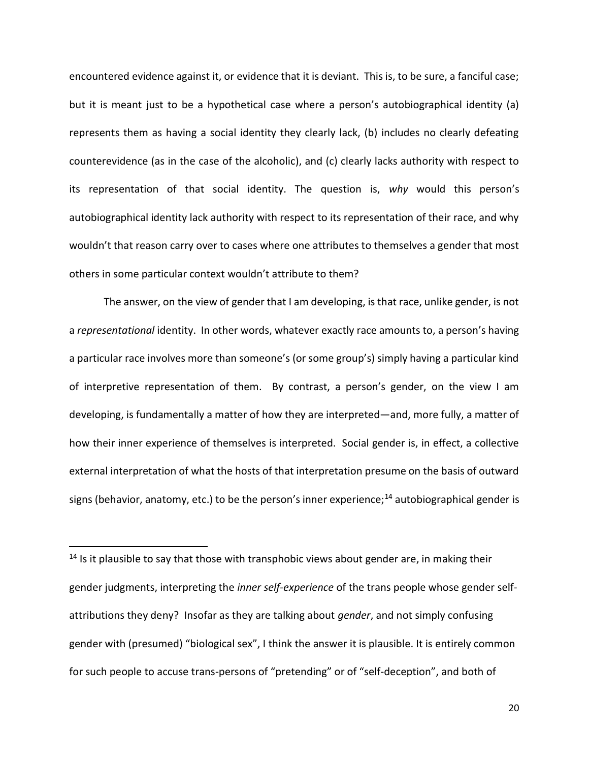encountered evidence against it, or evidence that it is deviant. This is, to be sure, a fanciful case; but it is meant just to be a hypothetical case where a person's autobiographical identity (a) represents them as having a social identity they clearly lack, (b) includes no clearly defeating counterevidence (as in the case of the alcoholic), and (c) clearly lacks authority with respect to its representation of that social identity. The question is, *why* would this person's autobiographical identity lack authority with respect to its representation of their race, and why wouldn't that reason carry over to cases where one attributes to themselves a gender that most others in some particular context wouldn't attribute to them?

The answer, on the view of gender that I am developing, is that race, unlike gender, is not a *representational* identity. In other words, whatever exactly race amounts to, a person's having a particular race involves more than someone's (or some group's) simply having a particular kind of interpretive representation of them. By contrast, a person's gender, on the view I am developing, is fundamentally a matter of how they are interpreted—and, more fully, a matter of how their inner experience of themselves is interpreted. Social gender is, in effect, a collective external interpretation of what the hosts of that interpretation presume on the basis of outward signs (behavior, anatomy, etc.) to be the person's inner experience;[14] autobiographical gender is

[14] Is it plausible to say that those with transphobic views about gender are, in making their gender judgments, interpreting the *inner self-experience* of the trans people whose gender self-attributions they deny? Insofar as they are talking about *gender*, and not simply confusing gender with (presumed) "biological sex", I think the answer it is plausible. It is entirely common for such people to accuse trans-persons of "pretending" or of "self-deception", and both of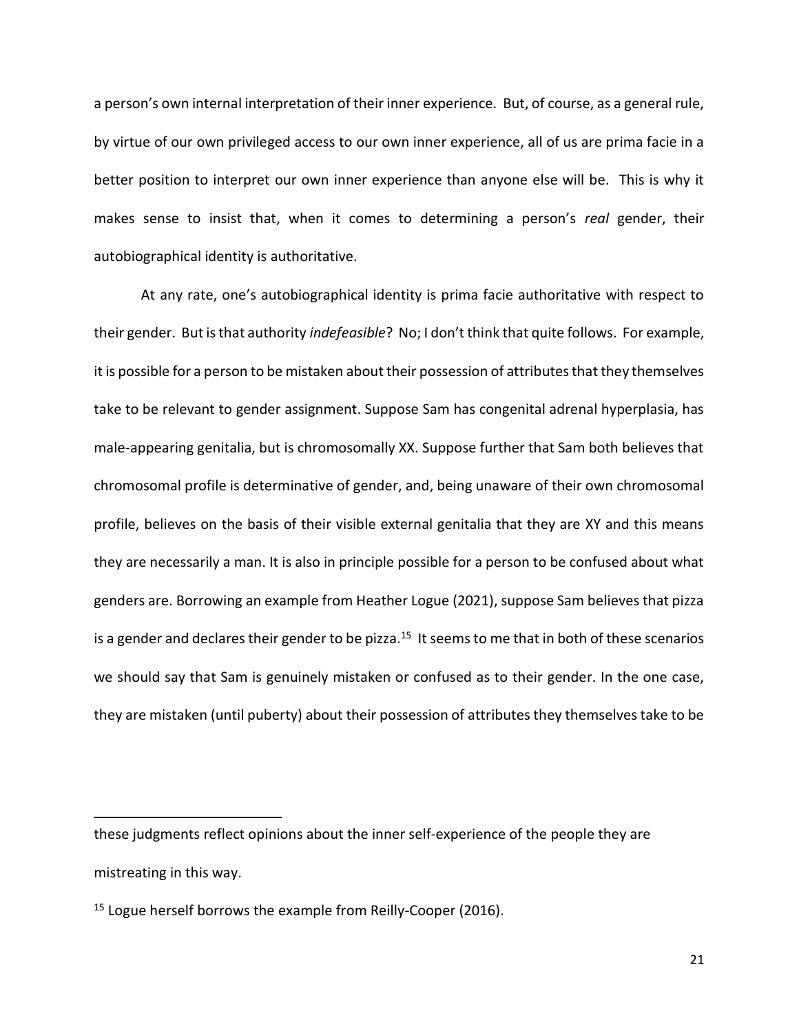a person's own internal interpretation of their inner experience. But, of course, as a general rule, by virtue of our own privileged access to our own inner experience, all of us are prima facie in a better position to interpret our own inner experience than anyone else will be. This is why it makes sense to insist that, when it comes to determining a person's *real* gender, their autobiographical identity is authoritative.

At any rate, one's autobiographical identity is prima facie authoritative with respect to their gender. But is that authority *indefeasible*? No; I don't think that quite follows. For example, it is possible for a person to be mistaken about their possession of attributes that they themselves take to be relevant to gender assignment. Suppose Sam has congenital adrenal hyperplasia, has male-appearing genitalia, but is chromosomally XX. Suppose further that Sam both believes that chromosomal profile is determinative of gender, and, being unaware of their own chromosomal profile, believes on the basis of their visible external genitalia that they are XY and this means they are necessarily a man. It is also in principle possible for a person to be confused about what genders are. Borrowing an example from Heather Logue (2021), suppose Sam believes that pizza is a gender and declares their gender to be pizza.[15] It seems to me that in both of these scenarios we should say that Sam is genuinely mistaken or confused as to their gender. In the one case, they are mistaken (until puberty) about their possession of attributes they themselves take to be

---

these judgments reflect opinions about the inner self-experience of the people they are mistreating in this way.

[15] Logue herself borrows the example from Reilly-Cooper (2016).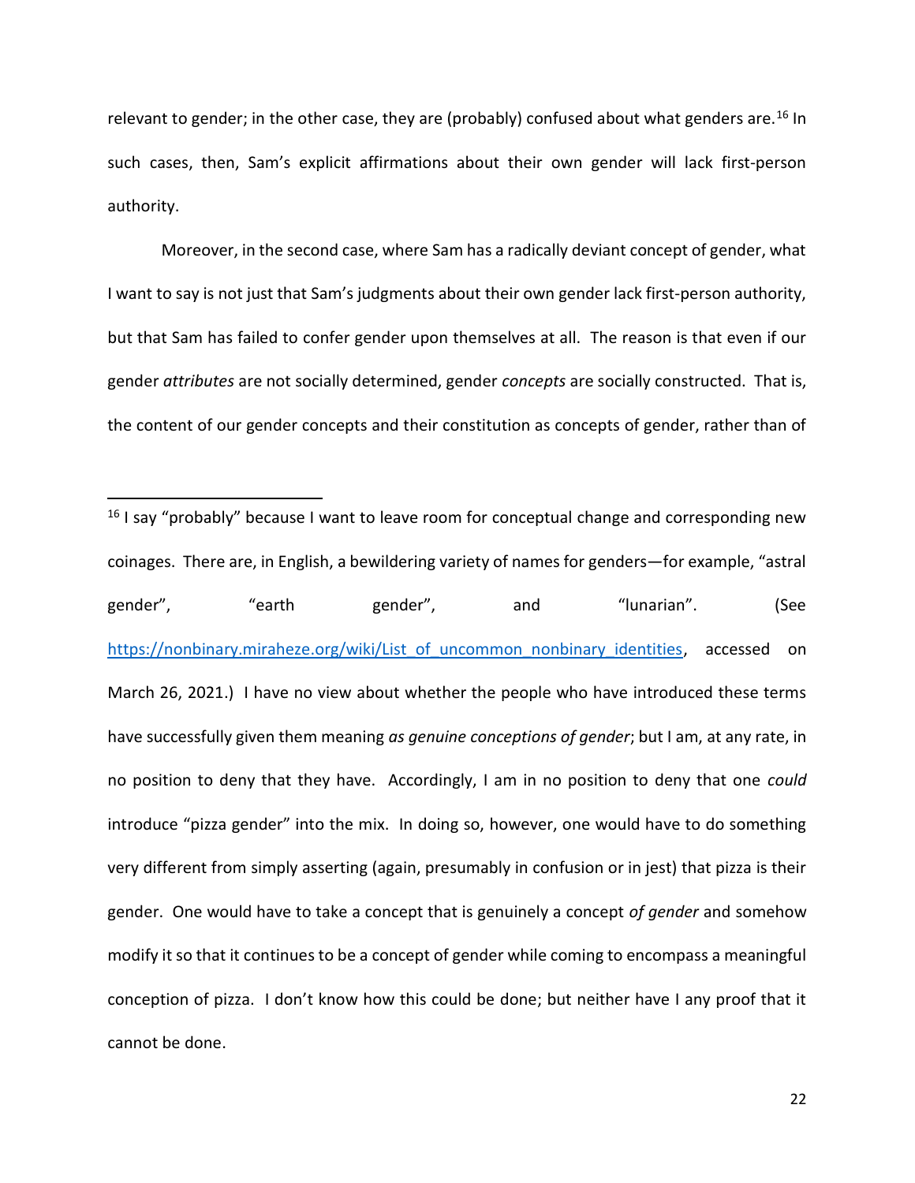relevant to gender; in the other case, they are (probably) confused about what genders are.[16] In such cases, then, Sam's explicit affirmations about their own gender will lack first-person authority.

Moreover, in the second case, where Sam has a radically deviant concept of gender, what I want to say is not just that Sam's judgments about their own gender lack first-person authority, but that Sam has failed to confer gender upon themselves at all. The reason is that even if our gender *attributes* are not socially determined, gender *concepts* are socially constructed. That is, the content of our gender concepts and their constitution as concepts of gender, rather than of

---

[16] I say "probably" because I want to leave room for conceptual change and corresponding new coinages. There are, in English, a bewildering variety of names for genders—for example, "astral gender", "earth gender", and "lunarian". (See https://nonbinary.miraheze.org/wiki/List_of_uncommon_nonbinary_identities, accessed on March 26, 2021.) I have no view about whether the people who have introduced these terms have successfully given them meaning *as genuine conceptions of gender*; but I am, at any rate, in no position to deny that they have. Accordingly, I am in no position to deny that one *could* introduce "pizza gender" into the mix. In doing so, however, one would have to do something very different from simply asserting (again, presumably in confusion or in jest) that pizza is their gender. One would have to take a concept that is genuinely a concept *of gender* and somehow modify it so that it continues to be a concept of gender while coming to encompass a meaningful conception of pizza. I don't know how this could be done; but neither have I any proof that it cannot be done.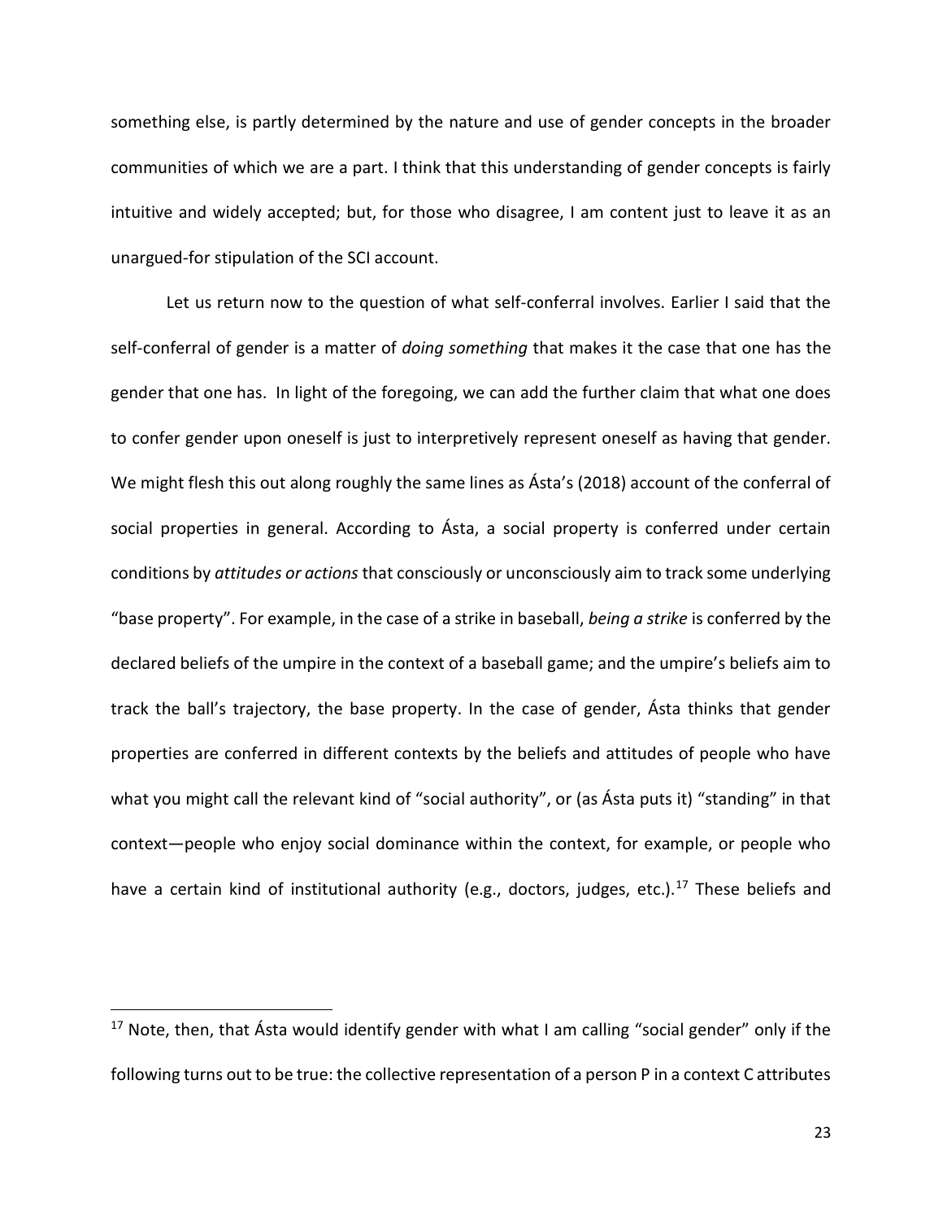something else, is partly determined by the nature and use of gender concepts in the broader communities of which we are a part. I think that this understanding of gender concepts is fairly intuitive and widely accepted; but, for those who disagree, I am content just to leave it as an unargued-for stipulation of the SCI account.

Let us return now to the question of what self-conferral involves. Earlier I said that the self-conferral of gender is a matter of *doing something* that makes it the case that one has the gender that one has. In light of the foregoing, we can add the further claim that what one does to confer gender upon oneself is just to interpretively represent oneself as having that gender. We might flesh this out along roughly the same lines as Ásta's (2018) account of the conferral of social properties in general. According to Ásta, a social property is conferred under certain conditions by *attitudes or actions* that consciously or unconsciously aim to track some underlying "base property". For example, in the case of a strike in baseball, *being a strike* is conferred by the declared beliefs of the umpire in the context of a baseball game; and the umpire's beliefs aim to track the ball's trajectory, the base property. In the case of gender, Ásta thinks that gender properties are conferred in different contexts by the beliefs and attitudes of people who have what you might call the relevant kind of "social authority", or (as Ásta puts it) "standing" in that context—people who enjoy social dominance within the context, for example, or people who have a certain kind of institutional authority (e.g., doctors, judges, etc.).[17] These beliefs and

[17] Note, then, that Ásta would identify gender with what I am calling "social gender" only if the following turns out to be true: the collective representation of a person P in a context C attributes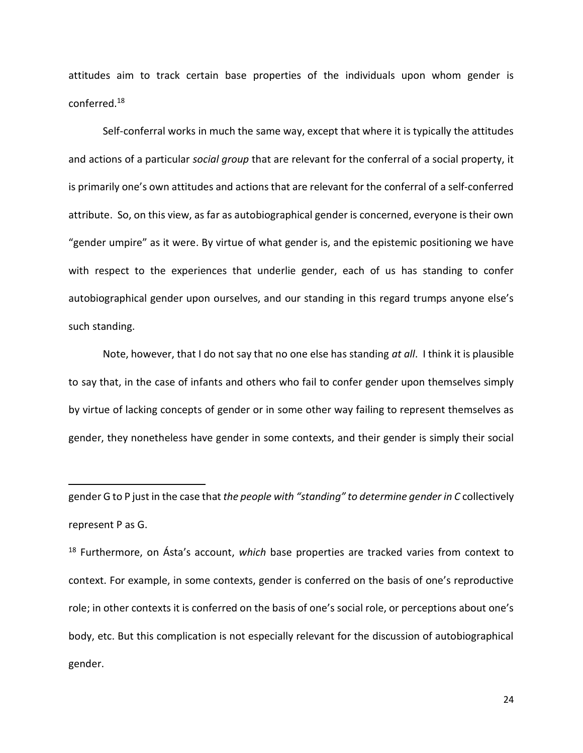attitudes aim to track certain base properties of the individuals upon whom gender is conferred.[18]

Self-conferral works in much the same way, except that where it is typically the attitudes and actions of a particular *social group* that are relevant for the conferral of a social property, it is primarily one's own attitudes and actions that are relevant for the conferral of a self-conferred attribute. So, on this view, as far as autobiographical gender is concerned, everyone is their own "gender umpire" as it were. By virtue of what gender is, and the epistemic positioning we have with respect to the experiences that underlie gender, each of us has standing to confer autobiographical gender upon ourselves, and our standing in this regard trumps anyone else's such standing.

Note, however, that I do not say that no one else has standing *at all*. I think it is plausible to say that, in the case of infants and others who fail to confer gender upon themselves simply by virtue of lacking concepts of gender or in some other way failing to represent themselves as gender, they nonetheless have gender in some contexts, and their gender is simply their social

---

gender G to P just in the case that *the people with "standing" to determine gender in C* collectively represent P as G.

[18] Furthermore, on Ásta's account, *which* base properties are tracked varies from context to context. For example, in some contexts, gender is conferred on the basis of one's reproductive role; in other contexts it is conferred on the basis of one's social role, or perceptions about one's body, etc. But this complication is not especially relevant for the discussion of autobiographical gender.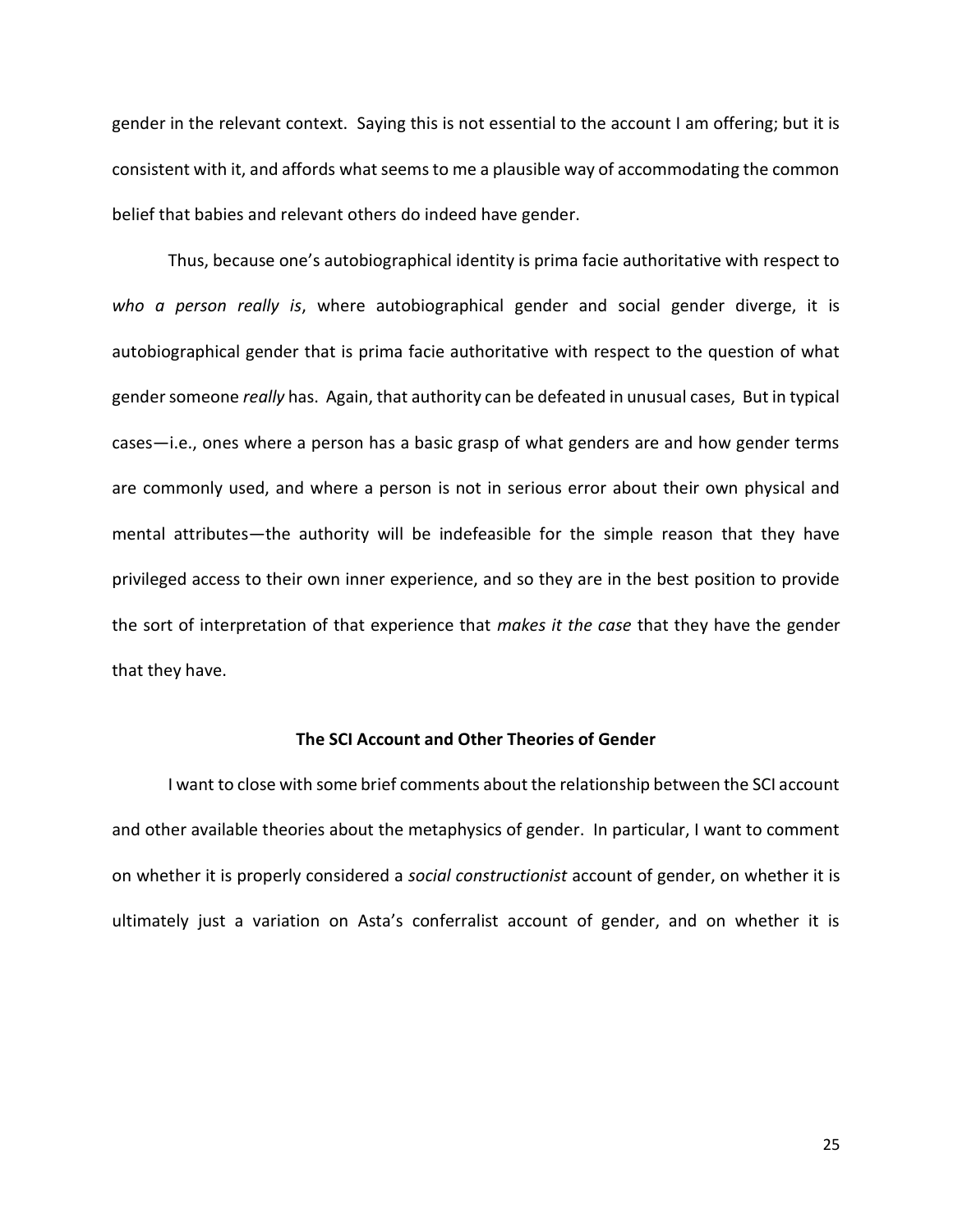gender in the relevant context. Saying this is not essential to the account I am offering; but it is consistent with it, and affords what seems to me a plausible way of accommodating the common belief that babies and relevant others do indeed have gender.

Thus, because one's autobiographical identity is prima facie authoritative with respect to *who a person really is*, where autobiographical gender and social gender diverge, it is autobiographical gender that is prima facie authoritative with respect to the question of what gender someone *really* has. Again, that authority can be defeated in unusual cases, But in typical cases—i.e., ones where a person has a basic grasp of what genders are and how gender terms are commonly used, and where a person is not in serious error about their own physical and mental attributes—the authority will be indefeasible for the simple reason that they have privileged access to their own inner experience, and so they are in the best position to provide the sort of interpretation of that experience that *makes it the case* that they have the gender that they have.

## The SCI Account and Other Theories of Gender

I want to close with some brief comments about the relationship between the SCI account and other available theories about the metaphysics of gender. In particular, I want to comment on whether it is properly considered a *social constructionist* account of gender, on whether it is ultimately just a variation on Asta's conferralist account of gender, and on whether it is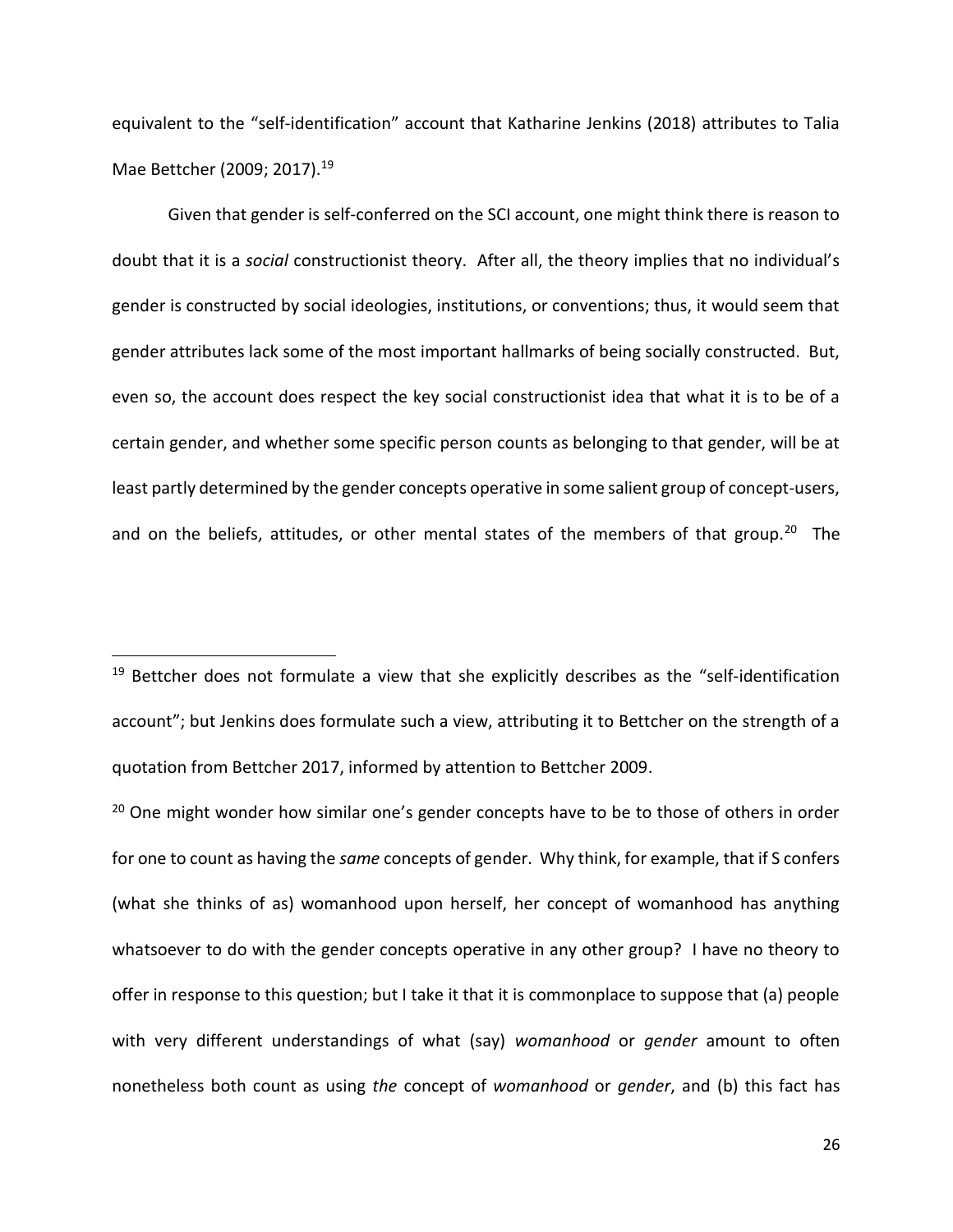equivalent to the "self-identification" account that Katharine Jenkins (2018) attributes to Talia Mae Bettcher (2009; 2017).[19]

Given that gender is self-conferred on the SCI account, one might think there is reason to doubt that it is a *social* constructionist theory. After all, the theory implies that no individual's gender is constructed by social ideologies, institutions, or conventions; thus, it would seem that gender attributes lack some of the most important hallmarks of being socially constructed. But, even so, the account does respect the key social constructionist idea that what it is to be of a certain gender, and whether some specific person counts as belonging to that gender, will be at least partly determined by the gender concepts operative in some salient group of concept-users, and on the beliefs, attitudes, or other mental states of the members of that group.[20] The

---

[19] Bettcher does not formulate a view that she explicitly describes as the "self-identification account"; but Jenkins does formulate such a view, attributing it to Bettcher on the strength of a quotation from Bettcher 2017, informed by attention to Bettcher 2009.

[20] One might wonder how similar one's gender concepts have to be to those of others in order for one to count as having the *same* concepts of gender. Why think, for example, that if S confers (what she thinks of as) womanhood upon herself, her concept of womanhood has anything whatsoever to do with the gender concepts operative in any other group? I have no theory to offer in response to this question; but I take it that it is commonplace to suppose that (a) people with very different understandings of what (say) *womanhood* or *gender* amount to often nonetheless both count as using *the* concept of *womanhood* or *gender*, and (b) this fact has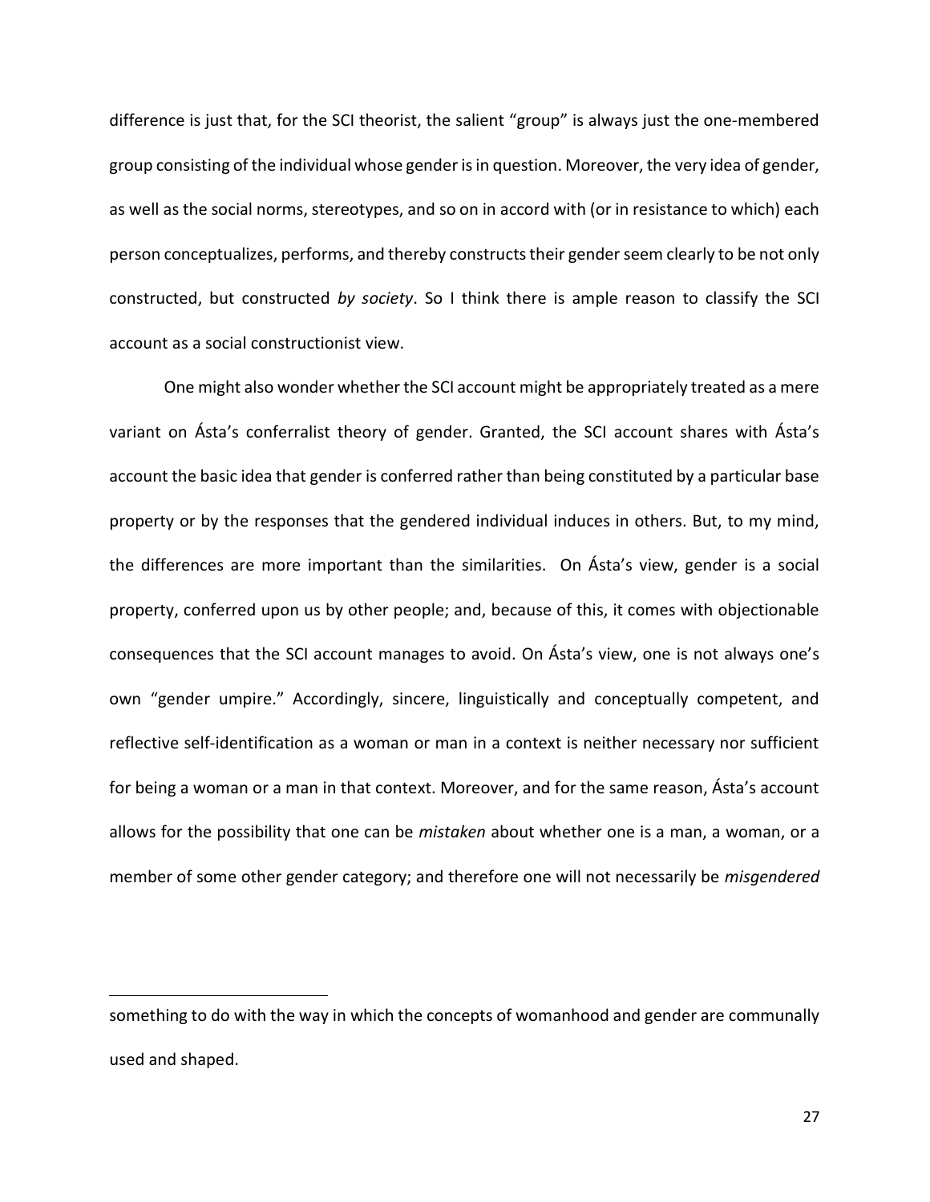difference is just that, for the SCI theorist, the salient "group" is always just the one-membered group consisting of the individual whose gender is in question. Moreover, the very idea of gender, as well as the social norms, stereotypes, and so on in accord with (or in resistance to which) each person conceptualizes, performs, and thereby constructs their gender seem clearly to be not only constructed, but constructed *by society*. So I think there is ample reason to classify the SCI account as a social constructionist view.

One might also wonder whether the SCI account might be appropriately treated as a mere variant on Ásta's conferralist theory of gender. Granted, the SCI account shares with Ásta's account the basic idea that gender is conferred rather than being constituted by a particular base property or by the responses that the gendered individual induces in others. But, to my mind, the differences are more important than the similarities. On Ásta's view, gender is a social property, conferred upon us by other people; and, because of this, it comes with objectionable consequences that the SCI account manages to avoid. On Ásta's view, one is not always one's own "gender umpire." Accordingly, sincere, linguistically and conceptually competent, and reflective self-identification as a woman or man in a context is neither necessary nor sufficient for being a woman or a man in that context. Moreover, and for the same reason, Ásta's account allows for the possibility that one can be *mistaken* about whether one is a man, a woman, or a member of some other gender category; and therefore one will not necessarily be *misgendered*

---

something to do with the way in which the concepts of womanhood and gender are communally used and shaped.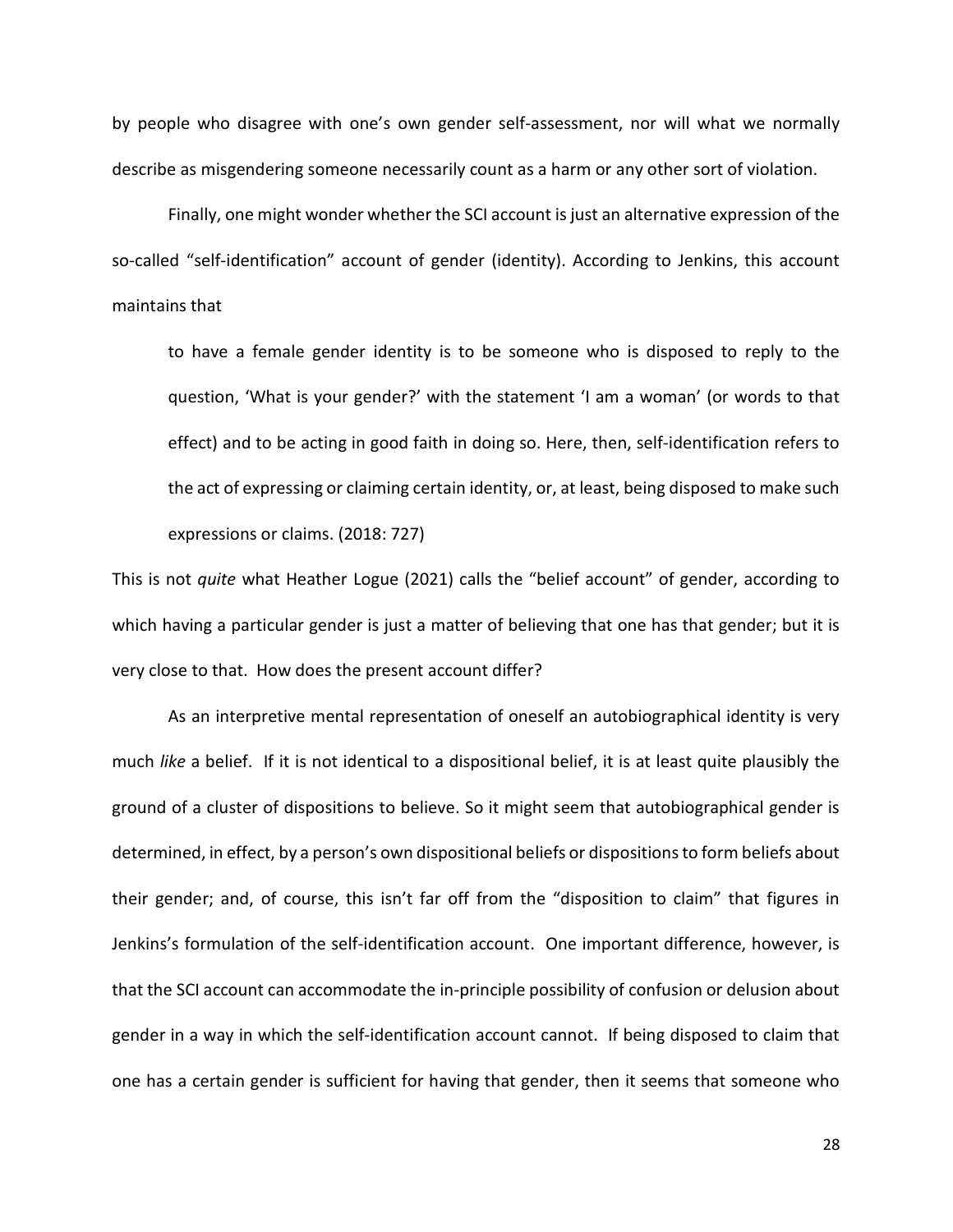by people who disagree with one's own gender self-assessment, nor will what we normally describe as misgendering someone necessarily count as a harm or any other sort of violation.

Finally, one might wonder whether the SCI account is just an alternative expression of the so-called "self-identification" account of gender (identity). According to Jenkins, this account maintains that

> to have a female gender identity is to be someone who is disposed to reply to the question, 'What is your gender?' with the statement 'I am a woman' (or words to that effect) and to be acting in good faith in doing so. Here, then, self-identification refers to the act of expressing or claiming certain identity, or, at least, being disposed to make such expressions or claims. (2018: 727)

This is not *quite* what Heather Logue (2021) calls the "belief account" of gender, according to which having a particular gender is just a matter of believing that one has that gender; but it is very close to that. How does the present account differ?

As an interpretive mental representation of oneself an autobiographical identity is very much *like* a belief. If it is not identical to a dispositional belief, it is at least quite plausibly the ground of a cluster of dispositions to believe. So it might seem that autobiographical gender is determined, in effect, by a person's own dispositional beliefs or dispositions to form beliefs about their gender; and, of course, this isn't far off from the "disposition to claim" that figures in Jenkins's formulation of the self-identification account. One important difference, however, is that the SCI account can accommodate the in-principle possibility of confusion or delusion about gender in a way in which the self-identification account cannot. If being disposed to claim that one has a certain gender is sufficient for having that gender, then it seems that someone who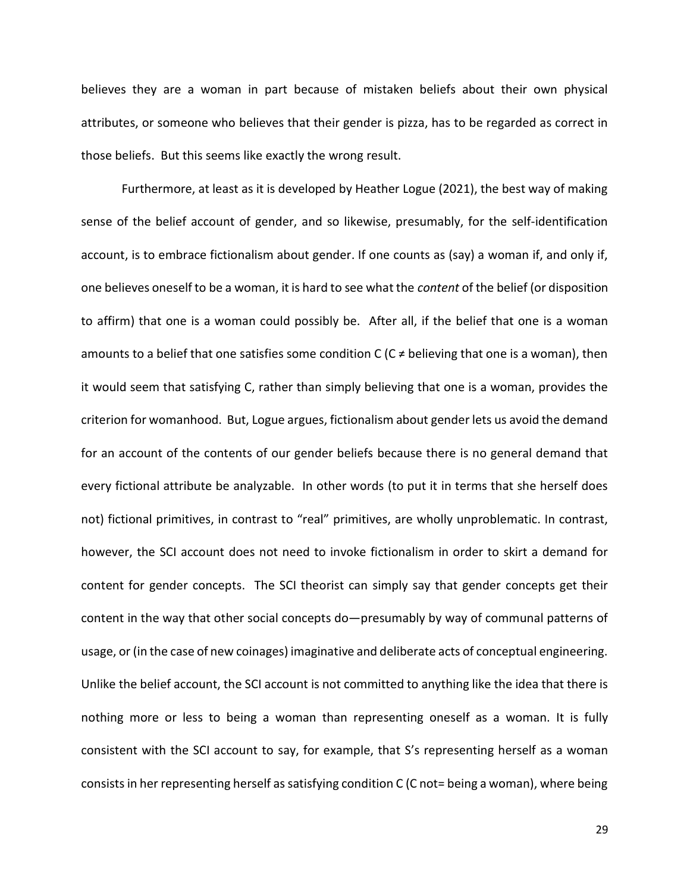believes they are a woman in part because of mistaken beliefs about their own physical attributes, or someone who believes that their gender is pizza, has to be regarded as correct in those beliefs. But this seems like exactly the wrong result.

Furthermore, at least as it is developed by Heather Logue (2021), the best way of making sense of the belief account of gender, and so likewise, presumably, for the self-identification account, is to embrace fictionalism about gender. If one counts as (say) a woman if, and only if, one believes oneself to be a woman, it is hard to see what the *content* of the belief (or disposition to affirm) that one is a woman could possibly be. After all, if the belief that one is a woman amounts to a belief that one satisfies some condition C (C ≠ believing that one is a woman), then it would seem that satisfying C, rather than simply believing that one is a woman, provides the criterion for womanhood. But, Logue argues, fictionalism about gender lets us avoid the demand for an account of the contents of our gender beliefs because there is no general demand that every fictional attribute be analyzable. In other words (to put it in terms that she herself does not) fictional primitives, in contrast to "real" primitives, are wholly unproblematic. In contrast, however, the SCI account does not need to invoke fictionalism in order to skirt a demand for content for gender concepts. The SCI theorist can simply say that gender concepts get their content in the way that other social concepts do—presumably by way of communal patterns of usage, or (in the case of new coinages) imaginative and deliberate acts of conceptual engineering. Unlike the belief account, the SCI account is not committed to anything like the idea that there is nothing more or less to being a woman than representing oneself as a woman. It is fully consistent with the SCI account to say, for example, that S's representing herself as a woman consists in her representing herself as satisfying condition C (C not= being a woman), where being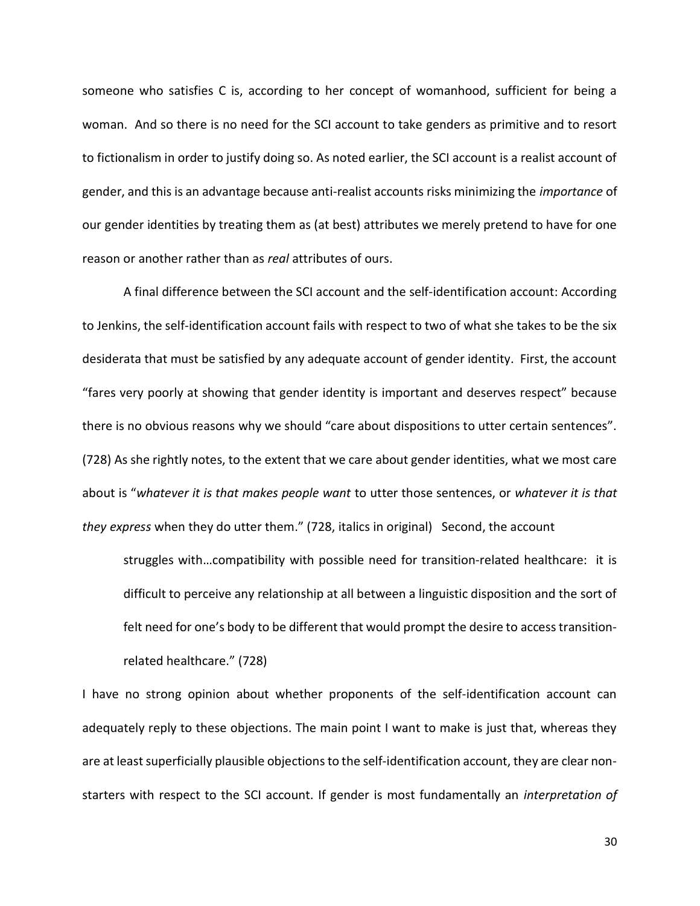someone who satisfies C is, according to her concept of womanhood, sufficient for being a woman. And so there is no need for the SCI account to take genders as primitive and to resort to fictionalism in order to justify doing so. As noted earlier, the SCI account is a realist account of gender, and this is an advantage because anti-realist accounts risks minimizing the *importance* of our gender identities by treating them as (at best) attributes we merely pretend to have for one reason or another rather than as *real* attributes of ours.

A final difference between the SCI account and the self-identification account: According to Jenkins, the self-identification account fails with respect to two of what she takes to be the six desiderata that must be satisfied by any adequate account of gender identity. First, the account "fares very poorly at showing that gender identity is important and deserves respect" because there is no obvious reasons why we should "care about dispositions to utter certain sentences". (728) As she rightly notes, to the extent that we care about gender identities, what we most care about is "*whatever it is that makes people want* to utter those sentences, or *whatever it is that they express* when they do utter them." (728, italics in original) Second, the account

> struggles with…compatibility with possible need for transition-related healthcare: it is difficult to perceive any relationship at all between a linguistic disposition and the sort of felt need for one's body to be different that would prompt the desire to access transition-related healthcare." (728)

I have no strong opinion about whether proponents of the self-identification account can adequately reply to these objections. The main point I want to make is just that, whereas they are at least superficially plausible objections to the self-identification account, they are clear non-starters with respect to the SCI account. If gender is most fundamentally an *interpretation of*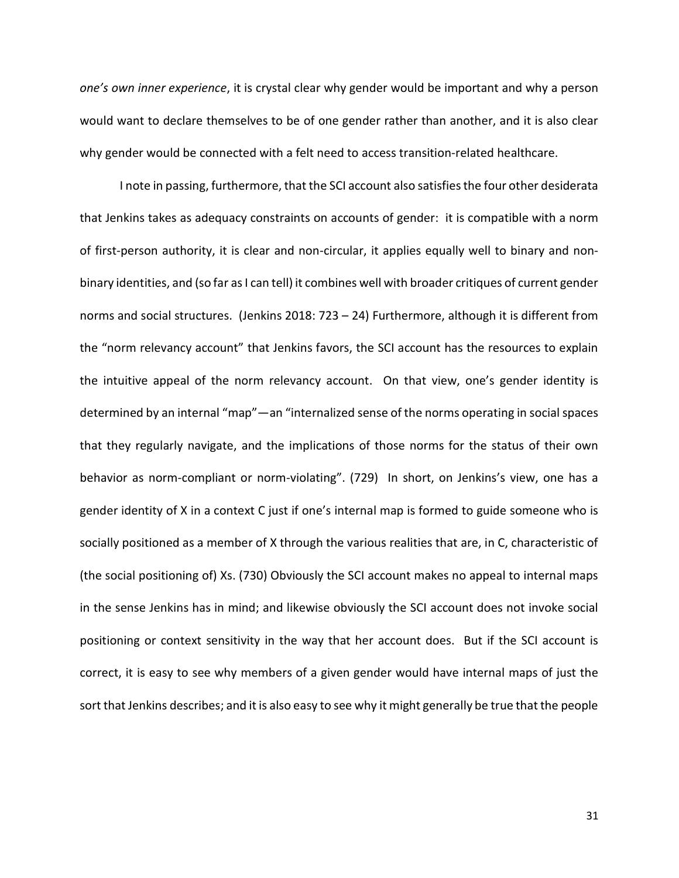*one's own inner experience*, it is crystal clear why gender would be important and why a person would want to declare themselves to be of one gender rather than another, and it is also clear why gender would be connected with a felt need to access transition-related healthcare.

I note in passing, furthermore, that the SCI account also satisfies the four other desiderata that Jenkins takes as adequacy constraints on accounts of gender: it is compatible with a norm of first-person authority, it is clear and non-circular, it applies equally well to binary and non-binary identities, and (so far as I can tell) it combines well with broader critiques of current gender norms and social structures. (Jenkins 2018: 723 – 24) Furthermore, although it is different from the "norm relevancy account" that Jenkins favors, the SCI account has the resources to explain the intuitive appeal of the norm relevancy account. On that view, one's gender identity is determined by an internal "map"—an "internalized sense of the norms operating in social spaces that they regularly navigate, and the implications of those norms for the status of their own behavior as norm-compliant or norm-violating". (729) In short, on Jenkins's view, one has a gender identity of X in a context C just if one's internal map is formed to guide someone who is socially positioned as a member of X through the various realities that are, in C, characteristic of (the social positioning of) Xs. (730) Obviously the SCI account makes no appeal to internal maps in the sense Jenkins has in mind; and likewise obviously the SCI account does not invoke social positioning or context sensitivity in the way that her account does. But if the SCI account is correct, it is easy to see why members of a given gender would have internal maps of just the sort that Jenkins describes; and it is also easy to see why it might generally be true that the people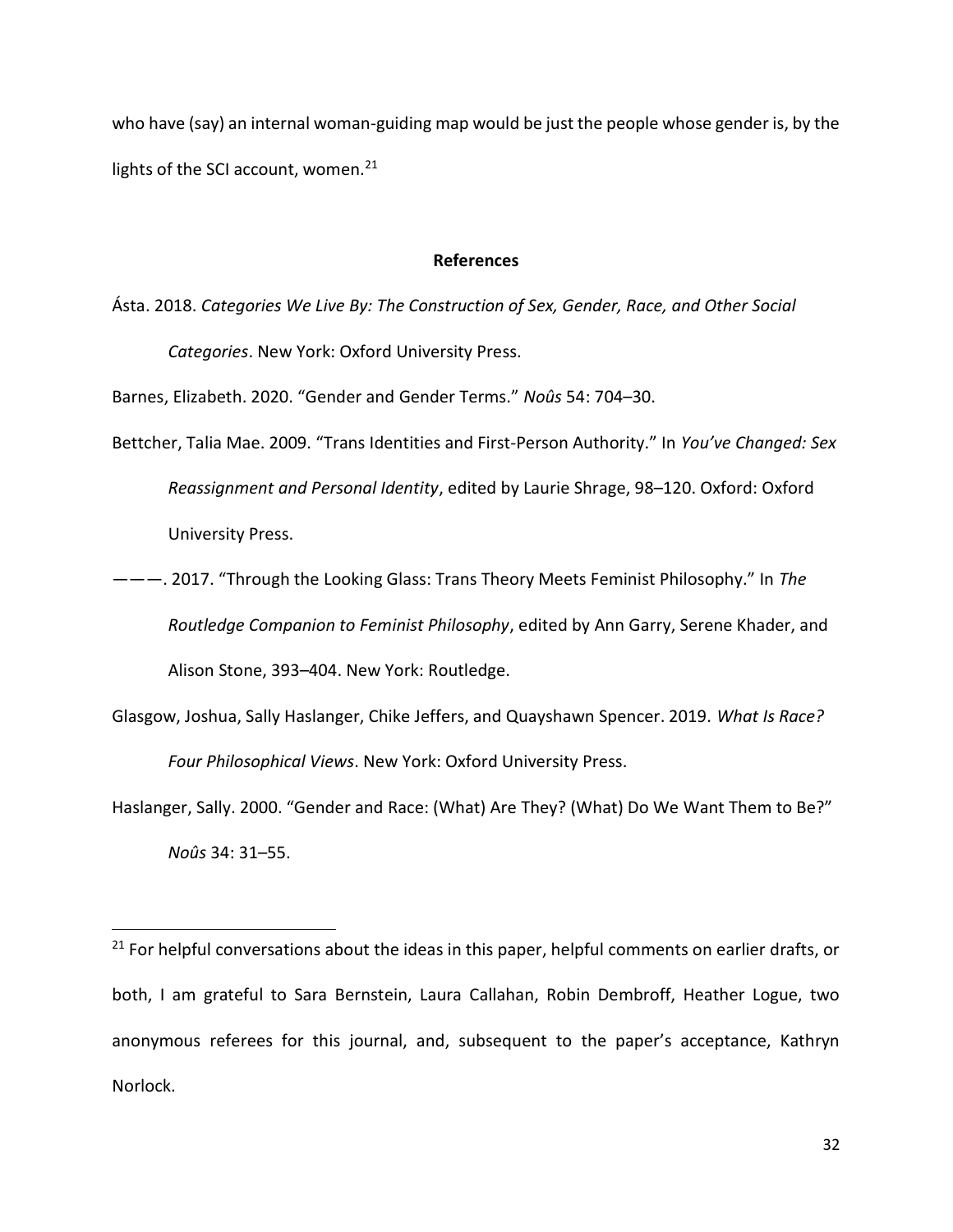who have (say) an internal woman-guiding map would be just the people whose gender is, by the lights of the SCI account, women.[21]

## References

Ásta. 2018. *Categories We Live By: The Construction of Sex, Gender, Race, and Other Social Categories*. New York: Oxford University Press.

Barnes, Elizabeth. 2020. "Gender and Gender Terms." *Noûs* 54: 704–30.

Bettcher, Talia Mae. 2009. "Trans Identities and First-Person Authority." In *You've Changed: Sex Reassignment and Personal Identity*, edited by Laurie Shrage, 98–120. Oxford: Oxford University Press.

———. 2017. "Through the Looking Glass: Trans Theory Meets Feminist Philosophy." In *The Routledge Companion to Feminist Philosophy*, edited by Ann Garry, Serene Khader, and Alison Stone, 393–404. New York: Routledge.

Glasgow, Joshua, Sally Haslanger, Chike Jeffers, and Quayshawn Spencer. 2019. *What Is Race? Four Philosophical Views*. New York: Oxford University Press.

Haslanger, Sally. 2000. "Gender and Race: (What) Are They? (What) Do We Want Them to Be?" *Noûs* 34: 31–55.

---

[21] For helpful conversations about the ideas in this paper, helpful comments on earlier drafts, or both, I am grateful to Sara Bernstein, Laura Callahan, Robin Dembroff, Heather Logue, two anonymous referees for this journal, and, subsequent to the paper's acceptance, Kathryn Norlock.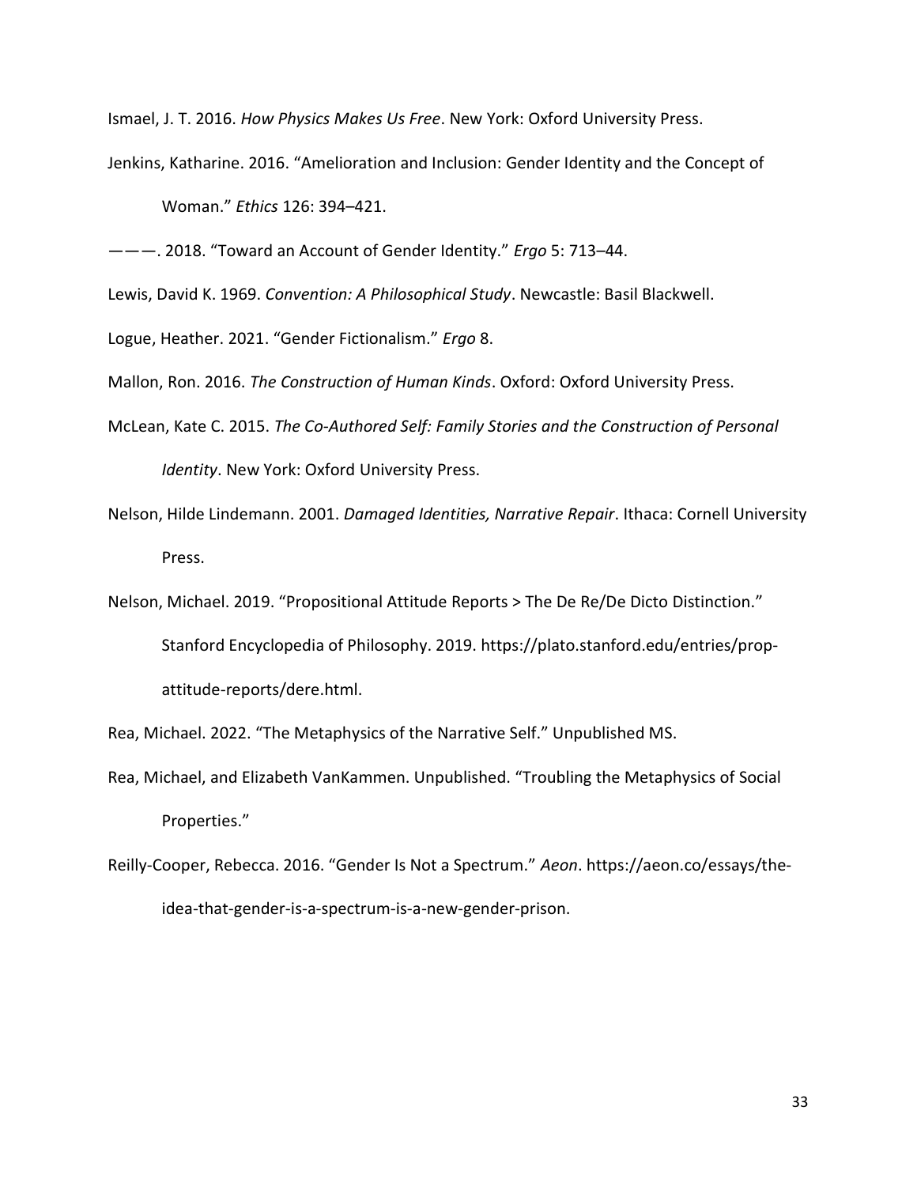Ismael, J. T. 2016. *How Physics Makes Us Free*. New York: Oxford University Press.

Jenkins, Katharine. 2016. "Amelioration and Inclusion: Gender Identity and the Concept of Woman." *Ethics* 126: 394–421.

———. 2018. "Toward an Account of Gender Identity." *Ergo* 5: 713–44.

Lewis, David K. 1969. *Convention: A Philosophical Study*. Newcastle: Basil Blackwell.

Logue, Heather. 2021. "Gender Fictionalism." *Ergo* 8.

Mallon, Ron. 2016. *The Construction of Human Kinds*. Oxford: Oxford University Press.

McLean, Kate C. 2015. *The Co-Authored Self: Family Stories and the Construction of Personal Identity*. New York: Oxford University Press.

Nelson, Hilde Lindemann. 2001. *Damaged Identities, Narrative Repair*. Ithaca: Cornell University Press.

Nelson, Michael. 2019. "Propositional Attitude Reports > The De Re/De Dicto Distinction." Stanford Encyclopedia of Philosophy. 2019. https://plato.stanford.edu/entries/prop-attitude-reports/dere.html.

Rea, Michael. 2022. "The Metaphysics of the Narrative Self." Unpublished MS.

Rea, Michael, and Elizabeth VanKammen. Unpublished. "Troubling the Metaphysics of Social Properties."

Reilly-Cooper, Rebecca. 2016. "Gender Is Not a Spectrum." *Aeon*. https://aeon.co/essays/the-idea-that-gender-is-a-spectrum-is-a-new-gender-prison.